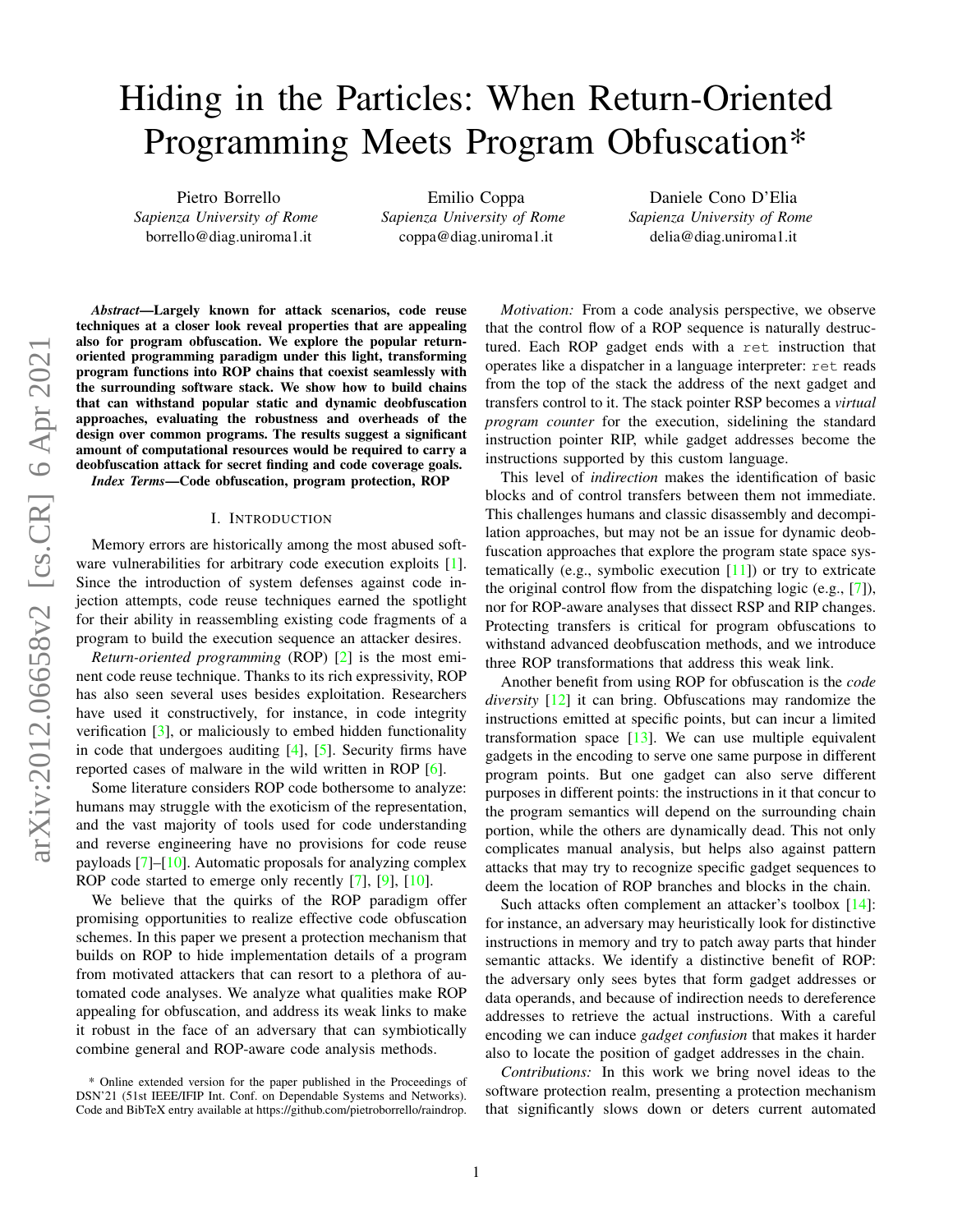# Hiding in the Particles: When Return-Oriented Programming Meets Program Obfuscation*

Pietro Borrello
*Sapienza University of Rome*
borrello@diag.uniroma1.it

Emilio Coppa
*Sapienza University of Rome*
coppa@diag.uniroma1.it

Daniele Cono D'Elia
*Sapienza University of Rome*
delia@diag.uniroma1.it

***Abstract*—Largely known for attack scenarios, code reuse techniques at a closer look reveal properties that are appealing also for program obfuscation. We explore the popular return-oriented programming paradigm under this light, transforming program functions into ROP chains that coexist seamlessly with the surrounding software stack. We show how to build chains that can withstand popular static and dynamic deobfuscation approaches, evaluating the robustness and overheads of the design over common programs. The results suggest a significant amount of computational resources would be required to carry a deobfuscation attack for secret finding and code coverage goals.**

***Index Terms*—Code obfuscation, program protection, ROP**

## I. Introduction

Memory errors are historically among the most abused software vulnerabilities for arbitrary code execution exploits [1]. Since the introduction of system defenses against code injection attempts, code reuse techniques earned the spotlight for their ability in reassembling existing code fragments of a program to build the execution sequence an attacker desires.

*Return-oriented programming* (ROP) [2] is the most eminent code reuse technique. Thanks to its rich expressivity, ROP has also seen several uses besides exploitation. Researchers have used it constructively, for instance, in code integrity verification [3], or maliciously to embed hidden functionality in code that undergoes auditing [4], [5]. Security firms have reported cases of malware in the wild written in ROP [6].

Some literature considers ROP code bothersome to analyze: humans may struggle with the exoticism of the representation, and the vast majority of tools used for code understanding and reverse engineering have no provisions for code reuse payloads [7]–[10]. Automatic proposals for analyzing complex ROP code started to emerge only recently [7], [9], [10].

We believe that the quirks of the ROP paradigm offer promising opportunities to realize effective code obfuscation schemes. In this paper we present a protection mechanism that builds on ROP to hide implementation details of a program from motivated attackers that can resort to a plethora of automated code analyses. We analyze what qualities make ROP appealing for obfuscation, and address its weak links to make it robust in the face of an adversary that can symbiotically combine general and ROP-aware code analysis methods.

*Motivation:* From a code analysis perspective, we observe that the control flow of a ROP sequence is naturally destructured. Each ROP gadget ends with a `ret` instruction that operates like a dispatcher in a language interpreter: `ret` reads from the top of the stack the address of the next gadget and transfers control to it. The stack pointer RSP becomes a *virtual program counter* for the execution, sidelining the standard instruction pointer RIP, while gadget addresses become the instructions supported by this custom language.

This level of *indirection* makes the identification of basic blocks and of control transfers between them not immediate. This challenges humans and classic disassembly and decompilation approaches, but may not be an issue for dynamic deobfuscation approaches that explore the program state space systematically (e.g., symbolic execution [11]) or try to extricate the original control flow from the dispatching logic (e.g., [7]), nor for ROP-aware analyses that dissect RSP and RIP changes. Protecting transfers is critical for program obfuscations to withstand advanced deobfuscation methods, and we introduce three ROP transformations that address this weak link.

Another benefit from using ROP for obfuscation is the *code diversity* [12] it can bring. Obfuscations may randomize the instructions emitted at specific points, but can incur a limited transformation space [13]. We can use multiple equivalent gadgets in the encoding to serve one same purpose in different program points. But one gadget can also serve different purposes in different points: the instructions in it that concur to the program semantics will depend on the surrounding chain portion, while the others are dynamically dead. This not only complicates manual analysis, but helps also against pattern attacks that may try to recognize specific gadget sequences to deem the location of ROP branches and blocks in the chain.

Such attacks often complement an attacker's toolbox [14]: for instance, an adversary may heuristically look for distinctive instructions in memory and try to patch away parts that hinder semantic attacks. We identify a distinctive benefit of ROP: the adversary only sees bytes that form gadget addresses or data operands, and because of indirection needs to dereference addresses to retrieve the actual instructions. With a careful encoding we can induce *gadget confusion* that makes it harder also to locate the position of gadget addresses in the chain.

*Contributions:* In this work we bring novel ideas to the software protection realm, presenting a protection mechanism that significantly slows down or deters current automated

\* Online extended version for the paper published in the Proceedings of DSN'21 (51st IEEE/IFIP Int. Conf. on Dependable Systems and Networks). Code and BibTeX entry available at https://github.com/pietroborrello/raindrop.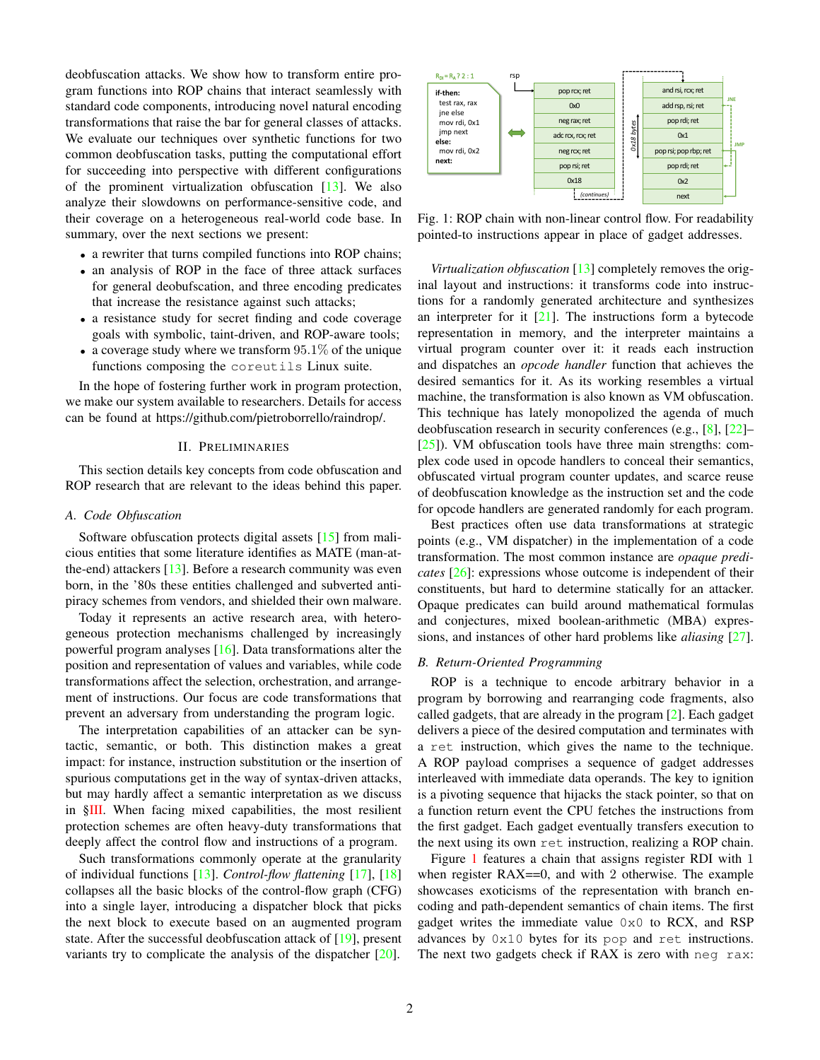deobfuscation attacks. We show how to transform entire program functions into ROP chains that interact seamlessly with standard code components, introducing novel natural encoding transformations that raise the bar for general classes of attacks. We evaluate our techniques over synthetic functions for two common deobfuscation tasks, putting the computational effort for succeeding into perspective with different configurations of the prominent virtualization obfuscation [13]. We also analyze their slowdowns on performance-sensitive code, and their coverage on a heterogeneous real-world code base. In summary, over the next sections we present:

- a rewriter that turns compiled functions into ROP chains;
- an analysis of ROP in the face of three attack surfaces for general deobufscation, and three encoding predicates that increase the resistance against such attacks;
- a resistance study for secret finding and code coverage goals with symbolic, taint-driven, and ROP-aware tools;
- a coverage study where we transform 95.1% of the unique functions composing the `coreutils` Linux suite.

In the hope of fostering further work in program protection, we make our system available to researchers. Details for access can be found at https://github.com/pietroborrello/raindrop/.

## II. Preliminaries

This section details key concepts from code obfuscation and ROP research that are relevant to the ideas behind this paper.

### A. Code Obfuscation

Software obfuscation protects digital assets [15] from malicious entities that some literature identifies as MATE (man-at-the-end) attackers [13]. Before a research community was even born, in the '80s these entities challenged and subverted anti-piracy schemes from vendors, and shielded their own malware.

Today it represents an active research area, with heterogeneous protection mechanisms challenged by increasingly powerful program analyses [16]. Data transformations alter the position and representation of values and variables, while code transformations affect the selection, orchestration, and arrangement of instructions. Our focus are code transformations that prevent an adversary from understanding the program logic.

The interpretation capabilities of an attacker can be syntactic, semantic, or both. This distinction makes a great impact: for instance, instruction substitution or the insertion of spurious computations get in the way of syntax-driven attacks, but may hardly affect a semantic interpretation as we discuss in §III. When facing mixed capabilities, the most resilient protection schemes are often heavy-duty transformations that deeply affect the control flow and instructions of a program.

Such transformations commonly operate at the granularity of individual functions [13]. *Control-flow flattening* [17], [18] collapses all the basic blocks of the control-flow graph (CFG) into a single layer, introducing a dispatcher block that picks the next block to execute based on an augmented program state. After the successful deobfuscation attack of [19], present variants try to complicate the analysis of the dispatcher [20].

```
R_DI = R_A ? 2 : 1

if-then:
  test rax, rax
  jne else
  mov rdi, 0x1
  jmp next
else:
  mov rdi, 0x2
next:
```

| rsp → |
|---|
| pop rcx; ret |
| 0x0 |
| neg rax; ret |
| adc rcx, rcx; ret |
| neg rcx; ret |
| pop rsi; ret |
| 0x18 |
| (continues) |

| 0x18 bytes |
|---|
| and rsi, rcx; ret |
| add rsp, rsi; ret |
| pop rdi; ret |
| 0x1 |
| pop rsi; pop rbp; ret |
| pop rdi; ret |
| 0x2 |
| next |

Fig. 1: ROP chain with non-linear control flow. For readability pointed-to instructions appear in place of gadget addresses.

*Virtualization obfuscation* [13] completely removes the original layout and instructions: it transforms code into instructions for a randomly generated architecture and synthesizes an interpreter for it [21]. The instructions form a bytecode representation in memory, and the interpreter maintains a virtual program counter over it: it reads each instruction and dispatches an *opcode handler* function that achieves the desired semantics for it. As its working resembles a virtual machine, the transformation is also known as VM obfuscation. This technique has lately monopolized the agenda of much deobfuscation research in security conferences (e.g., [8], [22]–[25]). VM obfuscation tools have three main strengths: complex code used in opcode handlers to conceal their semantics, obfuscated virtual program counter updates, and scarce reuse of deobfuscation knowledge as the instruction set and the code for opcode handlers are generated randomly for each program.

Best practices often use data transformations at strategic points (e.g., VM dispatcher) in the implementation of a code transformation. The most common instance are *opaque predicates* [26]: expressions whose outcome is independent of their constituents, but hard to determine statically for an attacker. Opaque predicates can build around mathematical formulas and conjectures, mixed boolean-arithmetic (MBA) expressions, and instances of other hard problems like *aliasing* [27].

### B. Return-Oriented Programming

ROP is a technique to encode arbitrary behavior in a program by borrowing and rearranging code fragments, also called gadgets, that are already in the program [2]. Each gadget delivers a piece of the desired computation and terminates with a `ret` instruction, which gives the name to the technique. A ROP payload comprises a sequence of gadget addresses interleaved with immediate data operands. The key to ignition is a pivoting sequence that hijacks the stack pointer, so that on a function return event the CPU fetches the instructions from the first gadget. Each gadget eventually transfers execution to the next using its own `ret` instruction, realizing a ROP chain.

Figure 1 features a chain that assigns register RDI with 1 when register RAX==0, and with 2 otherwise. The example showcases exoticisms of the representation with branch encoding and path-dependent semantics of chain items. The first gadget writes the immediate value `0x0` to RCX, and RSP advances by `0x10` bytes for its `pop` and `ret` instructions. The next two gadgets check if RAX is zero with `neg rax`: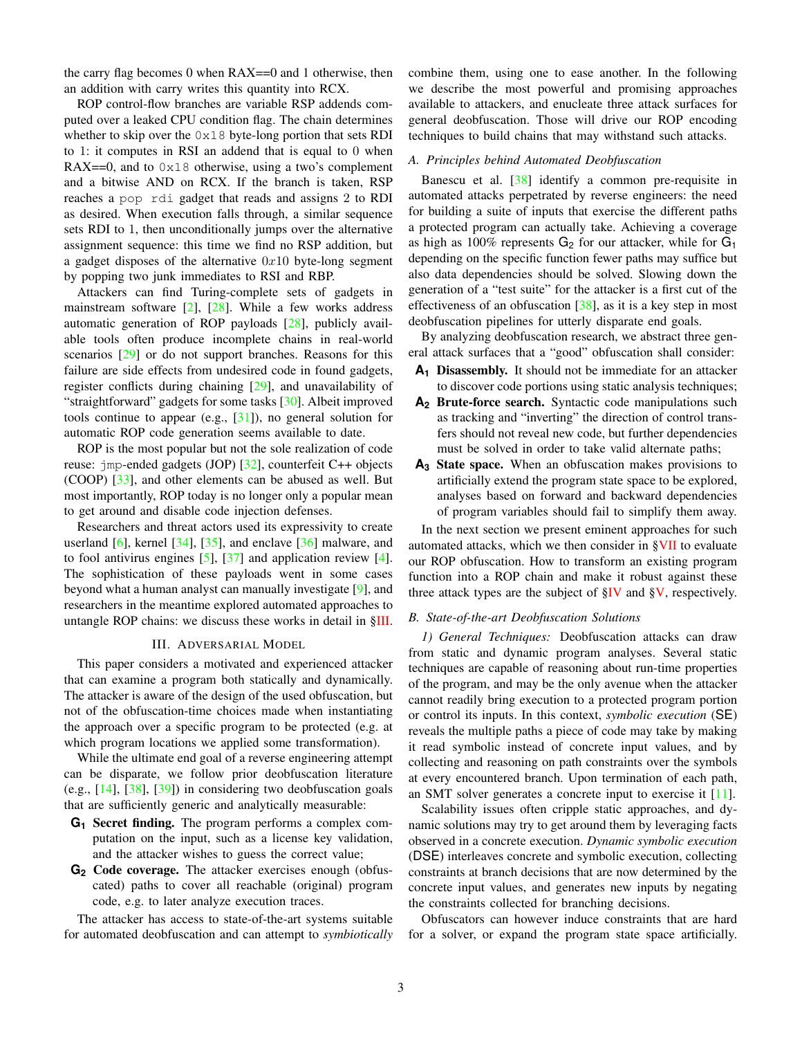the carry flag becomes 0 when RAX==0 and 1 otherwise, then an addition with carry writes this quantity into RCX.

ROP control-flow branches are variable RSP addends computed over a leaked CPU condition flag. The chain determines whether to skip over the `0x18` byte-long portion that sets RDI to 1: it computes in RSI an addend that is equal to 0 when RAX==0, and to `0x18` otherwise, using a two's complement and a bitwise AND on RCX. If the branch is taken, RSP reaches a `pop rdi` gadget that reads and assigns 2 to RDI as desired. When execution falls through, a similar sequence sets RDI to 1, then unconditionally jumps over the alternative assignment sequence: this time we find no RSP addition, but a gadget disposes of the alternative $0x10$ byte-long segment by popping two junk immediates to RSI and RBP.

Attackers can find Turing-complete sets of gadgets in mainstream software [2], [28]. While a few works address automatic generation of ROP payloads [28], publicly available tools often produce incomplete chains in real-world scenarios [29] or do not support branches. Reasons for this failure are side effects from undesired code in found gadgets, register conflicts during chaining [29], and unavailability of "straightforward" gadgets for some tasks [30]. Albeit improved tools continue to appear (e.g., [31]), no general solution for automatic ROP code generation seems available to date.

ROP is the most popular but not the sole realization of code reuse: `jmp`-ended gadgets (JOP) [32], counterfeit C++ objects (COOP) [33], and other elements can be abused as well. But most importantly, ROP today is no longer only a popular mean to get around and disable code injection defenses.

Researchers and threat actors used its expressivity to create userland [6], kernel [34], [35], and enclave [36] malware, and to fool antivirus engines [5], [37] and application review [4]. The sophistication of these payloads went in some cases beyond what a human analyst can manually investigate [9], and researchers in the meantime explored automated approaches to untangle ROP chains: we discuss these works in detail in §III.

## III. Adversarial Model

This paper considers a motivated and experienced attacker that can examine a program both statically and dynamically. The attacker is aware of the design of the used obfuscation, but not of the obfuscation-time choices made when instantiating the approach over a specific program to be protected (e.g. at which program locations we applied some transformation).

While the ultimate end goal of a reverse engineering attempt can be disparate, we follow prior deobfuscation literature (e.g., [14], [38], [39]) in considering two deobfuscation goals that are sufficiently generic and analytically measurable:

- **$G_1$ Secret finding.** The program performs a complex computation on the input, such as a license key validation, and the attacker wishes to guess the correct value;
- **$G_2$ Code coverage.** The attacker exercises enough (obfuscated) paths to cover all reachable (original) program code, e.g. to later analyze execution traces.

The attacker has access to state-of-the-art systems suitable for automated deobfuscation and can attempt to *symbiotically* combine them, using one to ease another. In the following we describe the most powerful and promising approaches available to attackers, and enucleate three attack surfaces for general deobfuscation. Those will drive our ROP encoding techniques to build chains that may withstand such attacks.

### A. Principles behind Automated Deobfuscation

Banescu et al. [38] identify a common pre-requisite in automated attacks perpetrated by reverse engineers: the need for building a suite of inputs that exercise the different paths a protected program can actually take. Achieving a coverage as high as 100% represents $G_2$ for our attacker, while for $G_1$ depending on the specific function fewer paths may suffice but also data dependencies should be solved. Slowing down the generation of a "test suite" for the attacker is a first cut of the effectiveness of an obfuscation [38], as it is a key step in most deobfuscation pipelines for utterly disparate end goals.

By analyzing deobfuscation research, we abstract three general attack surfaces that a "good" obfuscation shall consider:

- **$A_1$ Disassembly.** It should not be immediate for an attacker to discover code portions using static analysis techniques;
- **$A_2$ Brute-force search.** Syntactic code manipulations such as tracking and "inverting" the direction of control transfers should not reveal new code, but further dependencies must be solved in order to take valid alternate paths;
- **$A_3$ State space.** When an obfuscation makes provisions to artificially extend the program state space to be explored, analyses based on forward and backward dependencies of program variables should fail to simplify them away.

In the next section we present eminent approaches for such automated attacks, which we then consider in §VII to evaluate our ROP obfuscation. How to transform an existing program function into a ROP chain and make it robust against these three attack types are the subject of §IV and §V, respectively.

### B. State-of-the-art Deobfuscation Solutions

*1) General Techniques:* Deobfuscation attacks can draw from static and dynamic program analyses. Several static techniques are capable of reasoning about run-time properties of the program, and may be the only avenue when the attacker cannot readily bring execution to a protected program portion or control its inputs. In this context, *symbolic execution* (SE) reveals the multiple paths a piece of code may take by making it read symbolic instead of concrete input values, and by collecting and reasoning on path constraints over the symbols at every encountered branch. Upon termination of each path, an SMT solver generates a concrete input to exercise it [11].

Scalability issues often cripple static approaches, and dynamic solutions may try to get around them by leveraging facts observed in a concrete execution. *Dynamic symbolic execution* (DSE) interleaves concrete and symbolic execution, collecting constraints at branch decisions that are now determined by the concrete input values, and generates new inputs by negating the constraints collected for branching decisions.

Obfuscators can however induce constraints that are hard for a solver, or expand the program state space artificially.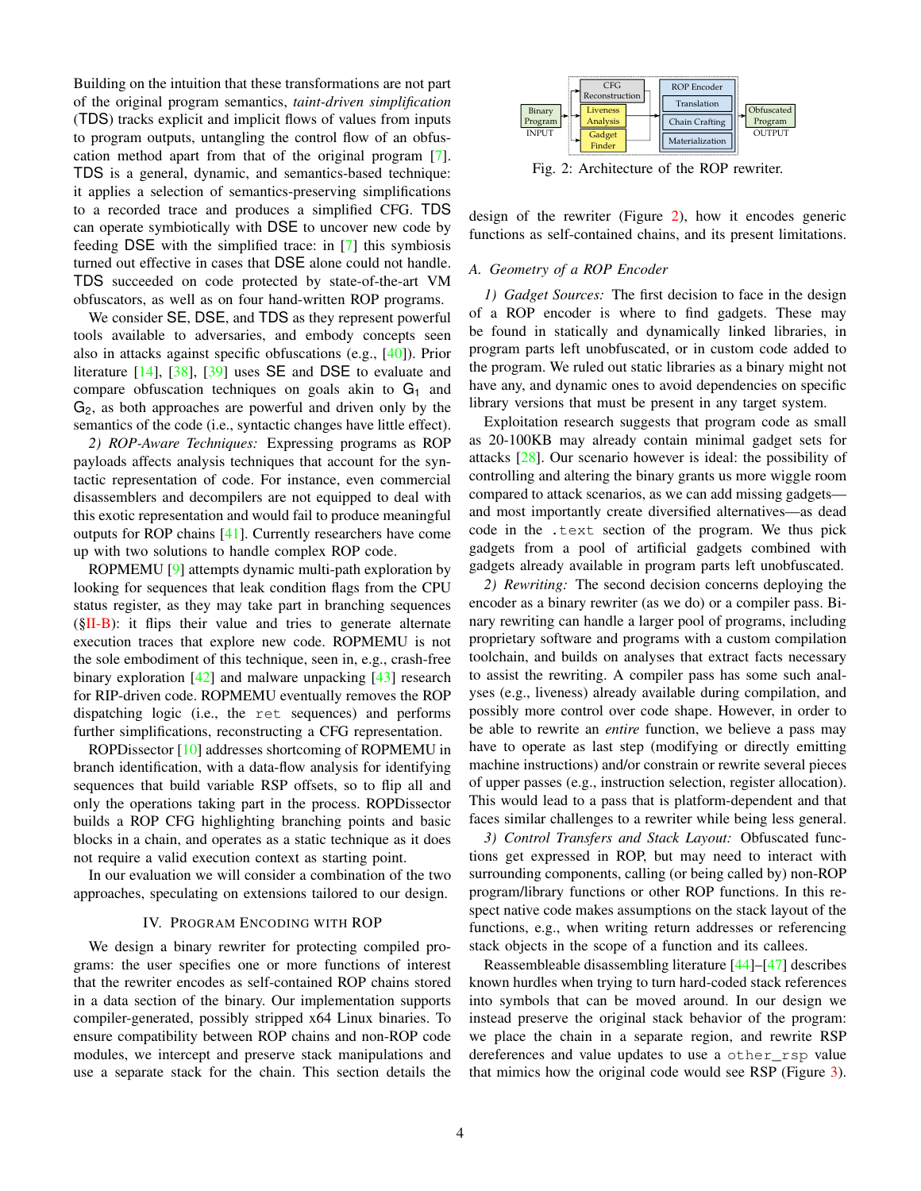Building on the intuition that these transformations are not part of the original program semantics, *taint-driven simplification* (TDS) tracks explicit and implicit flows of values from inputs to program outputs, untangling the control flow of an obfuscation method apart from that of the original program [7]. TDS is a general, dynamic, and semantics-based technique: it applies a selection of semantics-preserving simplifications to a recorded trace and produces a simplified CFG. TDS can operate symbiotically with DSE to uncover new code by feeding DSE with the simplified trace: in [7] this symbiosis turned out effective in cases that DSE alone could not handle. TDS succeeded on code protected by state-of-the-art VM obfuscators, as well as on four hand-written ROP programs.

We consider SE, DSE, and TDS as they represent powerful tools available to adversaries, and embody concepts seen also in attacks against specific obfuscations (e.g., [40]). Prior literature [14], [38], [39] uses SE and DSE to evaluate and compare obfuscation techniques on goals akin to $G_1$ and $G_2$, as both approaches are powerful and driven only by the semantics of the code (i.e., syntactic changes have little effect).

*2) ROP-Aware Techniques:* Expressing programs as ROP payloads affects analysis techniques that account for the syntactic representation of code. For instance, even commercial disassemblers and decompilers are not equipped to deal with this exotic representation and would fail to produce meaningful outputs for ROP chains [41]. Currently researchers have come up with two solutions to handle complex ROP code.

ROPMEMU [9] attempts dynamic multi-path exploration by looking for sequences that leak condition flags from the CPU status register, as they may take part in branching sequences (§II-B): it flips their value and tries to generate alternate execution traces that explore new code. ROPMEMU is not the sole embodiment of this technique, seen in, e.g., crash-free binary exploration [42] and malware unpacking [43] research for RIP-driven code. ROPMEMU eventually removes the ROP dispatching logic (i.e., the `ret` sequences) and performs further simplifications, reconstructing a CFG representation.

ROPDissector [10] addresses shortcoming of ROPMEMU in branch identification, with a data-flow analysis for identifying sequences that build variable RSP offsets, so to flip all and only the operations taking part in the process. ROPDissector builds a ROP CFG highlighting branching points and basic blocks in a chain, and operates as a static technique as it does not require a valid execution context as starting point.

In our evaluation we will consider a combination of the two approaches, speculating on extensions tailored to our design.

## IV. Program Encoding with ROP

We design a binary rewriter for protecting compiled programs: the user specifies one or more functions of interest that the rewriter encodes as self-contained ROP chains stored in a data section of the binary. Our implementation supports compiler-generated, possibly stripped x64 Linux binaries. To ensure compatibility between ROP chains and non-ROP code modules, we intercept and preserve stack manipulations and use a separate stack for the chain. This section details the design of the rewriter (Figure 2), how it encodes generic functions as self-contained chains, and its present limitations.

Binary Program (INPUT) → CFG Reconstruction / Liveness Analysis / Gadget Finder → ROP Encoder (Translation, Chain Crafting, Materialization) → Obfuscated Program (OUTPUT)

Fig. 2: Architecture of the ROP rewriter.

### A. Geometry of a ROP Encoder

*1) Gadget Sources:* The first decision to face in the design of a ROP encoder is where to find gadgets. These may be found in statically and dynamically linked libraries, in program parts left unobfuscated, or in custom code added to the program. We ruled out static libraries as a binary might not have any, and dynamic ones to avoid dependencies on specific library versions that must be present in any target system.

Exploitation research suggests that program code as small as 20-100KB may already contain minimal gadget sets for attacks [28]. Our scenario however is ideal: the possibility of controlling and altering the binary grants us more wiggle room compared to attack scenarios, as we can add missing gadgets—and most importantly create diversified alternatives—as dead code in the `.text` section of the program. We thus pick gadgets from a pool of artificial gadgets combined with gadgets already available in program parts left unobfuscated.

*2) Rewriting:* The second decision concerns deploying the encoder as a binary rewriter (as we do) or a compiler pass. Binary rewriting can handle a larger pool of programs, including proprietary software and programs with a custom compilation toolchain, and builds on analyses that extract facts necessary to assist the rewriting. A compiler pass has some such analyses (e.g., liveness) already available during compilation, and possibly more control over code shape. However, in order to be able to rewrite an *entire* function, we believe a pass may have to operate as last step (modifying or directly emitting machine instructions) and/or constrain or rewrite several pieces of upper passes (e.g., instruction selection, register allocation). This would lead to a pass that is platform-dependent and that faces similar challenges to a rewriter while being less general.

*3) Control Transfers and Stack Layout:* Obfuscated functions get expressed in ROP, but may need to interact with surrounding components, calling (or being called by) non-ROP program/library functions or other ROP functions. In this respect native code makes assumptions on the stack layout of the functions, e.g., when writing return addresses or referencing stack objects in the scope of a function and its callees.

Reassembleable disassembling literature [44]–[47] describes known hurdles when trying to turn hard-coded stack references into symbols that can be moved around. In our design we instead preserve the original stack behavior of the program: we place the chain in a separate region, and rewrite RSP dereferences and value updates to use a `other_rsp` value that mimics how the original code would see RSP (Figure 3).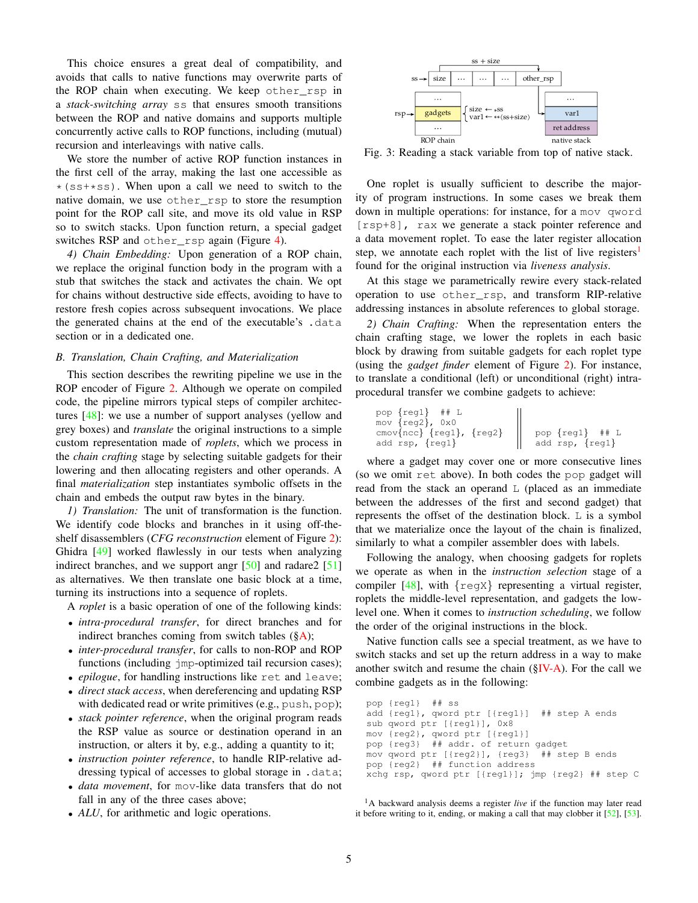This choice ensures a great deal of compatibility, and avoids that calls to native functions may overwrite parts of the ROP chain when executing. We keep `other_rsp` in a *stack-switching array* `ss` that ensures smooth transitions between the ROP and native domains and supports multiple concurrently active calls to ROP functions, including (mutual) recursion and interleavings with native calls.

We store the number of active ROP function instances in the first cell of the array, making the last one accessible as `*(ss+*ss)`. When upon a call we need to switch to the native domain, we use `other_rsp` to store the resumption point for the ROP call site, and move its old value in RSP so to switch stacks. Upon function return, a special gadget switches RSP and `other_rsp` again (Figure 4).

*4) Chain Embedding:* Upon generation of a ROP chain, we replace the original function body in the program with a stub that switches the stack and activates the chain. We opt for chains without destructive side effects, avoiding to have to restore fresh copies across subsequent invocations. We place the generated chains at the end of the executable's `.data` section or in a dedicated one.

## B. Translation, Chain Crafting, and Materialization

This section describes the rewriting pipeline we use in the ROP encoder of Figure 2. Although we operate on compiled code, the pipeline mirrors typical steps of compiler architectures [48]: we use a number of support analyses (yellow and grey boxes) and *translate* the original instructions to a simple custom representation made of *roplets*, which we process in the *chain crafting* stage by selecting suitable gadgets for their lowering and then allocating registers and other operands. A final *materialization* step instantiates symbolic offsets in the chain and embeds the output raw bytes in the binary.

*1) Translation:* The unit of transformation is the function. We identify code blocks and branches in it using off-the-shelf disassemblers (*CFG reconstruction* element of Figure 2): Ghidra [49] worked flawlessly in our tests when analyzing indirect branches, and we support angr [50] and radare2 [51] as alternatives. We then translate one basic block at a time, turning its instructions into a sequence of roplets.

A *roplet* is a basic operation of one of the following kinds:

- *intra-procedural transfer*, for direct branches and for indirect branches coming from switch tables (§A);
- *inter-procedural transfer*, for calls to non-ROP and ROP functions (including `jmp`-optimized tail recursion cases);
- *epilogue*, for handling instructions like `ret` and `leave`;
- *direct stack access*, when dereferencing and updating RSP with dedicated read or write primitives (e.g., `push`, `pop`);
- *stack pointer reference*, when the original program reads the RSP value as source or destination operand in an instruction, or alters it by, e.g., adding a quantity to it;
- *instruction pointer reference*, to handle RIP-relative addressing typical of accesses to global storage in `.data`;
- *data movement*, for `mov`-like data transfers that do not fall in any of the three cases above;
- *ALU*, for arithmetic and logic operations.

Fig. 3: Reading a stack variable from top of native stack.

One roplet is usually sufficient to describe the majority of program instructions. In some cases we break them down in multiple operations: for instance, for a `mov qword [rsp+8], rax` we generate a stack pointer reference and a data movement roplet. To ease the later register allocation step, we annotate each roplet with the list of live registers[1] found for the original instruction via *liveness analysis*.

At this stage we parametrically rewire every stack-related operation to use `other_rsp`, and transform RIP-relative addressing instances in absolute references to global storage.

*2) Chain Crafting:* When the representation enters the chain crafting stage, we lower the roplets in each basic block by drawing from suitable gadgets for each roplet type (using the *gadget finder* element of Figure 2). For instance, to translate a conditional (left) or unconditional (right) intra-procedural transfer we combine gadgets to achieve:

```
pop {reg1}  ## L
mov {reg2}, 0x0
cmov{ncc} {reg1}, {reg2}
add rsp, {reg1}
```

```
pop {reg1}  ## L
add rsp, {reg1}
```

where a gadget may cover one or more consecutive lines (so we omit `ret` above). In both codes the `pop` gadget will read from the stack an operand `L` (placed as an immediate between the addresses of the first and second gadget) that represents the offset of the destination block. `L` is a symbol that we materialize once the layout of the chain is finalized, similarly to what a compiler assembler does with labels.

Following the analogy, when choosing gadgets for roplets we operate as when in the *instruction selection* stage of a compiler [48], with `{regX}` representing a virtual register, roplets the middle-level representation, and gadgets the low-level one. When it comes to *instruction scheduling*, we follow the order of the original instructions in the block.

Native function calls see a special treatment, as we have to switch stacks and set up the return address in a way to make another switch and resume the chain (§IV-A). For the call we combine gadgets as in the following:

```
pop {reg1}  ## ss
add {reg1}, qword ptr [{reg1}]  ## step A ends
sub qword ptr [{reg1}], 0x8
mov {reg2}, qword ptr [{reg1}]
pop {reg3}  ## addr. of return gadget
mov qword ptr [{reg2}], {reg3}  ## step B ends
pop {reg2}  ## function address
xchg rsp, qword ptr [{reg1}]; jmp {reg2} ## step C
```

[1] A backward analysis deems a register *live* if the function may later read it before writing to it, ending, or making a call that may clobber it [52], [53].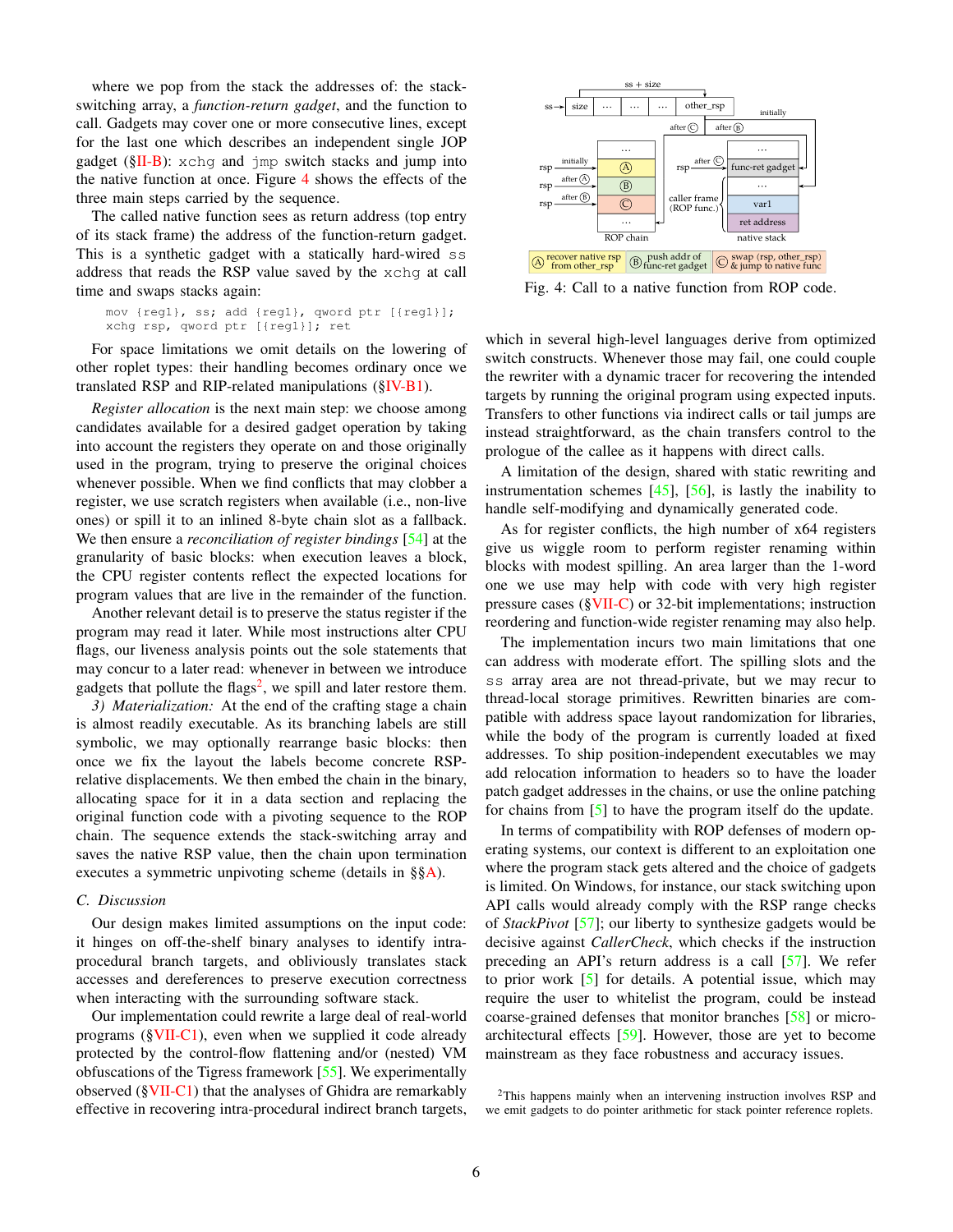where we pop from the stack the addresses of: the stack-switching array, a *function-return gadget*, and the function to call. Gadgets may cover one or more consecutive lines, except for the last one which describes an independent single JOP gadget (§II-B): `xchg` and `jmp` switch stacks and jump into the native function at once. Figure 4 shows the effects of the three main steps carried by the sequence.

The called native function sees as return address (top entry of its stack frame) the address of the function-return gadget. This is a synthetic gadget with a statically hard-wired `ss` address that reads the RSP value saved by the `xchg` at call time and swaps stacks again:

```
mov {reg1}, ss; add {reg1}, qword ptr [{reg1}];
xchg rsp, qword ptr [{reg1}]; ret
```

For space limitations we omit details on the lowering of other roplet types: their handling becomes ordinary once we translated RSP and RIP-related manipulations (§IV-B1).

*Register allocation* is the next main step: we choose among candidates available for a desired gadget operation by taking into account the registers they operate on and those originally used in the program, trying to preserve the original choices whenever possible. When we find conflicts that may clobber a register, we use scratch registers when available (i.e., non-live ones) or spill it to an inlined 8-byte chain slot as a fallback. We then ensure a *reconciliation of register bindings* [54] at the granularity of basic blocks: when execution leaves a block, the CPU register contents reflect the expected locations for program values that are live in the remainder of the function.

Another relevant detail is to preserve the status register if the program may read it later. While most instructions alter CPU flags, our liveness analysis points out the sole statements that may concur to a later read: whenever in between we introduce gadgets that pollute the flags[2], we spill and later restore them.

*3) Materialization:* At the end of the crafting stage a chain is almost readily executable. As its branching labels are still symbolic, we may optionally rearrange basic blocks: then once we fix the layout the labels become concrete RSP-relative displacements. We then embed the chain in the binary, allocating space for it in a data section and replacing the original function code with a pivoting sequence to the ROP chain. The sequence extends the stack-switching array and saves the native RSP value, then the chain upon termination executes a symmetric unpivoting scheme (details in §§A).

### C. Discussion

Our design makes limited assumptions on the input code: it hinges on off-the-shelf binary analyses to identify intra-procedural branch targets, and obliviously translates stack accesses and dereferences to preserve execution correctness when interacting with the surrounding software stack.

Our implementation could rewrite a large deal of real-world programs (§VII-C1), even when we supplied it code already protected by the control-flow flattening and/or (nested) VM obfuscations of the Tigress framework [55]. We experimentally observed (§VII-C1) that the analyses of Ghidra are remarkably effective in recovering intra-procedural indirect branch targets, which in several high-level languages derive from optimized switch constructs. Whenever those may fail, one could couple the rewriter with a dynamic tracer for recovering the intended targets by running the original program using expected inputs. Transfers to other functions via indirect calls or tail jumps are instead straightforward, as the chain transfers control to the prologue of the callee as it happens with direct calls.

A limitation of the design, shared with static rewriting and instrumentation schemes [45], [56], is lastly the inability to handle self-modifying and dynamically generated code.

As for register conflicts, the high number of x64 registers give us wiggle room to perform register renaming within blocks with modest spilling. An area larger than the 1-word one we use may help with code with very high register pressure cases (§VII-C) or 32-bit implementations; instruction reordering and function-wide register renaming may also help.

The implementation incurs two main limitations that one can address with moderate effort. The spilling slots and the `ss` array area are not thread-private, but we may recur to thread-local storage primitives. Rewritten binaries are compatible with address space layout randomization for libraries, while the body of the program is currently loaded at fixed addresses. To ship position-independent executables we may add relocation information to headers so to have the loader patch gadget addresses in the chains, or use the online patching for chains from [5] to have the program itself do the update.

In terms of compatibility with ROP defenses of modern operating systems, our context is different to an exploitation one where the program stack gets altered and the choice of gadgets is limited. On Windows, for instance, our stack switching upon API calls would already comply with the RSP range checks of *StackPivot* [57]; our liberty to synthesize gadgets would be decisive against *CallerCheck*, which checks if the instruction preceding an API's return address is a call [57]. We refer to prior work [5] for details. A potential issue, which may require the user to whitelist the program, could be instead coarse-grained defenses that monitor branches [58] or micro-architectural effects [59]. However, those are yet to become mainstream as they face robustness and accuracy issues.

Fig. 4: Call to a native function from ROP code.

[2]This happens mainly when an intervening instruction involves RSP and we emit gadgets to do pointer arithmetic for stack pointer reference roplets.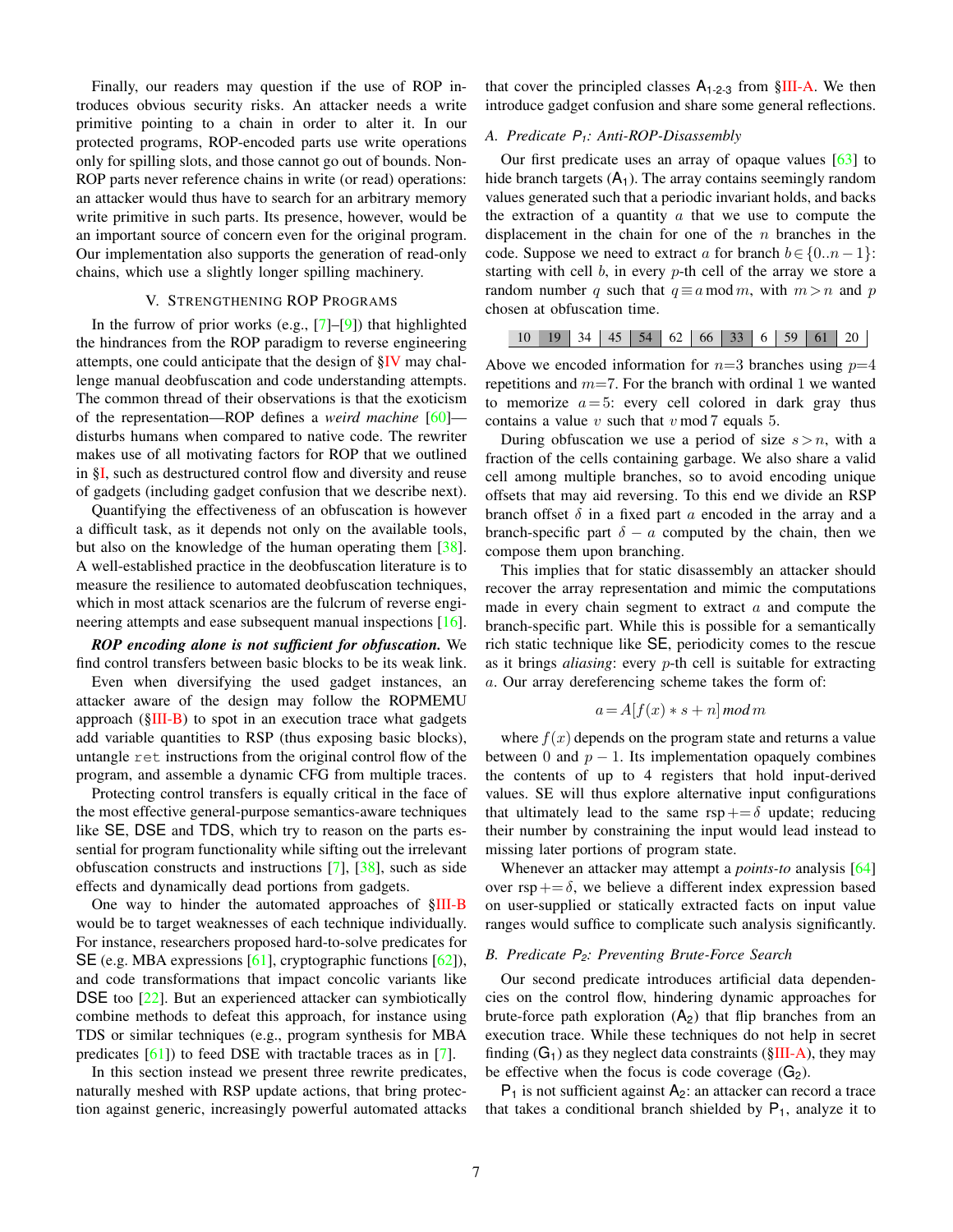Finally, our readers may question if the use of ROP introduces obvious security risks. An attacker needs a write primitive pointing to a chain in order to alter it. In our protected programs, ROP-encoded parts use write operations only for spilling slots, and those cannot go out of bounds. Non-ROP parts never reference chains in write (or read) operations: an attacker would thus have to search for an arbitrary memory write primitive in such parts. Its presence, however, would be an important source of concern even for the original program. Our implementation also supports the generation of read-only chains, which use a slightly longer spilling machinery.

## V. Strengthening ROP Programs

In the furrow of prior works (e.g., [7]–[9]) that highlighted the hindrances from the ROP paradigm to reverse engineering attempts, one could anticipate that the design of §IV may challenge manual deobfuscation and code understanding attempts. The common thread of their observations is that the exoticism of the representation—ROP defines a *weird machine* [60]—disturbs humans when compared to native code. The rewriter makes use of all motivating factors for ROP that we outlined in §I, such as destructured control flow and diversity and reuse of gadgets (including gadget confusion that we describe next).

Quantifying the effectiveness of an obfuscation is however a difficult task, as it depends not only on the available tools, but also on the knowledge of the human operating them [38]. A well-established practice in the deobfuscation literature is to measure the resilience to automated deobfuscation techniques, which in most attack scenarios are the fulcrum of reverse engineering attempts and ease subsequent manual inspections [16].

***ROP encoding alone is not sufficient for obfuscation.*** We find control transfers between basic blocks to be its weak link.

Even when diversifying the used gadget instances, an attacker aware of the design may follow the ROPMEMU approach (§III-B) to spot in an execution trace what gadgets add variable quantities to RSP (thus exposing basic blocks), untangle `ret` instructions from the original control flow of the program, and assemble a dynamic CFG from multiple traces.

Protecting control transfers is equally critical in the face of the most effective general-purpose semantics-aware techniques like SE, DSE and TDS, which try to reason on the parts essential for program functionality while sifting out the irrelevant obfuscation constructs and instructions [7], [38], such as side effects and dynamically dead portions from gadgets.

One way to hinder the automated approaches of §III-B would be to target weaknesses of each technique individually. For instance, researchers proposed hard-to-solve predicates for SE (e.g. MBA expressions [61], cryptographic functions [62]), and code transformations that impact concolic variants like DSE too [22]. But an experienced attacker can symbiotically combine methods to defeat this approach, for instance using TDS or similar techniques (e.g., program synthesis for MBA predicates [61]) to feed DSE with tractable traces as in [7].

In this section instead we present three rewrite predicates, naturally meshed with RSP update actions, that bring protection against generic, increasingly powerful automated attacks that cover the principled classes $A_{1\text{-}2\text{-}3}$ from §III-A. We then introduce gadget confusion and share some general reflections.

### A. Predicate $P_1$: Anti-ROP-Disassembly

Our first predicate uses an array of opaque values [63] to hide branch targets ($A_1$). The array contains seemingly random values generated such that a periodic invariant holds, and backs the extraction of a quantity $a$ that we use to compute the displacement in the chain for one of the $n$ branches in the code. Suppose we need to extract $a$ for branch $b \in \{0..n-1\}$: starting with cell $b$, in every $p$-th cell of the array we store a random number $q$ such that $q \equiv a \bmod m$, with $m > n$ and $p$ chosen at obfuscation time.

| 10 | 19 | 34 | 45 | 54 | 62 | 66 | 33 | 6 | 59 | 61 | 20 |
|---|---|---|---|---|---|---|---|---|---|---|---|

Above we encoded information for $n$=3 branches using $p$=4 repetitions and $m$=7. For the branch with ordinal 1 we wanted to memorize $a = 5$: every cell colored in dark gray thus contains a value $v$ such that $v \bmod 7$ equals 5.

During obfuscation we use a period of size $s > n$, with a fraction of the cells containing garbage. We also share a valid cell among multiple branches, so to avoid encoding unique offsets that may aid reversing. To this end we divide an RSP branch offset $\delta$ in a fixed part $a$ encoded in the array and a branch-specific part $\delta - a$ computed by the chain, then we compose them upon branching.

This implies that for static disassembly an attacker should recover the array representation and mimic the computations made in every chain segment to extract $a$ and compute the branch-specific part. While this is possible for a semantically rich static technique like SE, periodicity comes to the rescue as it brings *aliasing*: every $p$-th cell is suitable for extracting $a$. Our array dereferencing scheme takes the form of:

$$a = A[f(x) * s + n] \, mod \, m$$

where $f(x)$ depends on the program state and returns a value between 0 and $p - 1$. Its implementation opaquely combines the contents of up to 4 registers that hold input-derived values. SE will thus explore alternative input configurations that ultimately lead to the same $\text{rsp} \mathrel{+}= \delta$ update; reducing their number by constraining the input would lead instead to missing later portions of program state.

Whenever an attacker may attempt a *points-to* analysis [64] over $\text{rsp} \mathrel{+}= \delta$, we believe a different index expression based on user-supplied or statically extracted facts on input value ranges would suffice to complicate such analysis significantly.

### B. Predicate $P_2$: Preventing Brute-Force Search

Our second predicate introduces artificial data dependencies on the control flow, hindering dynamic approaches for brute-force path exploration ($A_2$) that flip branches from an execution trace. While these techniques do not help in secret finding ($G_1$) as they neglect data constraints (§III-A), they may be effective when the focus is code coverage ($G_2$).

$P_1$ is not sufficient against $A_2$: an attacker can record a trace that takes a conditional branch shielded by $P_1$, analyze it to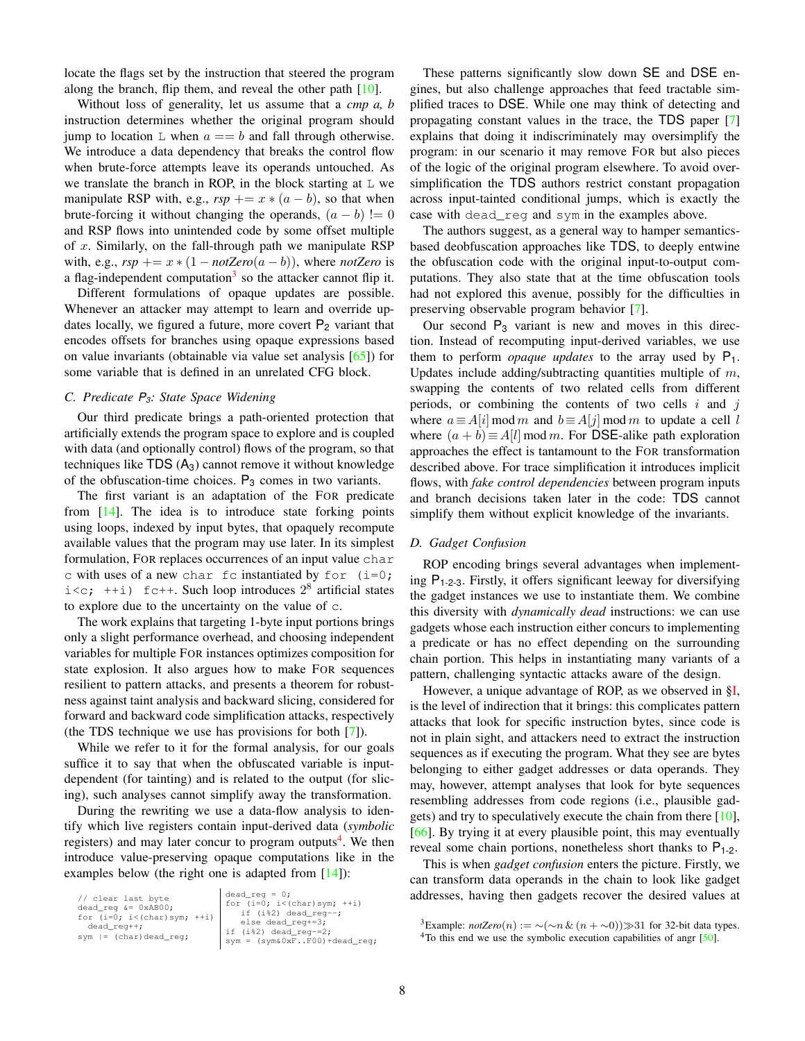locate the flags set by the instruction that steered the program along the branch, flip them, and reveal the other path [10].

Without loss of generality, let us assume that a *cmp a, b* instruction determines whether the original program should jump to location L when $a == b$ and fall through otherwise. We introduce a data dependency that breaks the control flow when brute-force attempts leave its operands untouched. As we translate the branch in ROP, in the block starting at L we manipulate RSP with, e.g., $rsp \mathrel{+}= x * (a - b)$, so that when brute-forcing it without changing the operands, $(a - b) \mathrel{!}= 0$ and RSP flows into unintended code by some offset multiple of $x$. Similarly, on the fall-through path we manipulate RSP with, e.g., $rsp \mathrel{+}= x * (1 - notZero(a - b))$, where *notZero* is a flag-independent computation[3] so the attacker cannot flip it.

Different formulations of opaque updates are possible. Whenever an attacker may attempt to learn and override updates locally, we figured a future, more covert $\mathsf{P}_2$ variant that encodes offsets for branches using opaque expressions based on value invariants (obtainable via value set analysis [65]) for some variable that is defined in an unrelated CFG block.

### C. Predicate $P_3$: State Space Widening

Our third predicate brings a path-oriented protection that artificially extends the program space to explore and is coupled with data (and optionally control) flows of the program, so that techniques like TDS ($\mathsf{A}_3$) cannot remove it without knowledge of the obfuscation-time choices. $\mathsf{P}_3$ comes in two variants.

The first variant is an adaptation of the FOR predicate from [14]. The idea is to introduce state forking points using loops, indexed by input bytes, that opaquely recompute available values that the program may use later. In its simplest formulation, FOR replaces occurrences of an input value `char c` with uses of a new `char fc` instantiated by `for (i=0; i<c; ++i) fc++`. Such loop introduces $2^8$ artificial states to explore due to the uncertainty on the value of `c`.

The work explains that targeting 1-byte input portions brings only a slight performance overhead, and choosing independent variables for multiple FOR instances optimizes composition for state explosion. It also argues how to make FOR sequences resilient to pattern attacks, and presents a theorem for robustness against taint analysis and backward slicing, considered for forward and backward code simplification attacks, respectively (the TDS technique we use has provisions for both [7]).

While we refer to it for the formal analysis, for our goals suffice it to say that when the obfuscated variable is input-dependent (for tainting) and is related to the output (for slicing), such analyses cannot simplify away the transformation.

During the rewriting we use a data-flow analysis to identify which live registers contain input-derived data (*symbolic* registers) and may later concur to program outputs[4]. We then introduce value-preserving opaque computations like in the examples below (the right one is adapted from [14]):

```
// clear last byte
dead_reg &= 0xAB00;
for (i=0; i<(char)sym; ++i)
  dead_reg++;
sym |= (char)dead_reg;
```

```
dead_reg = 0;
for (i=0; i<(char)sym; ++i)
   if (i%2) dead_reg--;
   else dead_reg+=3;
if (i%2) dead_reg-=2;
sym = (sym&0xF..F00)+dead_reg;
```

These patterns significantly slow down SE and DSE engines, but also challenge approaches that feed tractable simplified traces to DSE. While one may think of detecting and propagating constant values in the trace, the TDS paper [7] explains that doing it indiscriminately may oversimplify the program: in our scenario it may remove FOR but also pieces of the logic of the original program elsewhere. To avoid oversimplification the TDS authors restrict constant propagation across input-tainted conditional jumps, which is exactly the case with `dead_reg` and `sym` in the examples above.

The authors suggest, as a general way to hamper semantics-based deobfuscation approaches like TDS, to deeply entwine the obfuscation code with the original input-to-output computations. They also state that at the time obfuscation tools had not explored this avenue, possibly for the difficulties in preserving observable program behavior [7].

Our second $\mathsf{P}_3$ variant is new and moves in this direction. Instead of recomputing input-derived variables, we use them to perform *opaque updates* to the array used by $\mathsf{P}_1$. Updates include adding/subtracting quantities multiple of $m$, swapping the contents of two related cells from different periods, or combining the contents of two cells $i$ and $j$ where $a \equiv A[i] \bmod m$ and $b \equiv A[j] \bmod m$ to update a cell $l$ where $(a + b) \equiv A[l] \bmod m$. For DSE-alike path exploration approaches the effect is tantamount to the FOR transformation described above. For trace simplification it introduces implicit flows, with *fake control dependencies* between program inputs and branch decisions taken later in the code: TDS cannot simplify them without explicit knowledge of the invariants.

### D. Gadget Confusion

ROP encoding brings several advantages when implementing $\mathsf{P}_{1\text{-}2\text{-}3}$. Firstly, it offers significant leeway for diversifying the gadget instances we use to instantiate them. We combine this diversity with *dynamically dead* instructions: we can use gadgets whose each instruction either concurs to implementing a predicate or has no effect depending on the surrounding chain portion. This helps in instantiating many variants of a pattern, challenging syntactic attacks aware of the design.

However, a unique advantage of ROP, as we observed in §I, is the level of indirection that it brings: this complicates pattern attacks that look for specific instruction bytes, since code is not in plain sight, and attackers need to extract the instruction sequences as if executing the program. What they see are bytes belonging to either gadget addresses or data operands. They may, however, attempt analyses that look for byte sequences resembling addresses from code regions (i.e., plausible gadgets) and try to speculatively execute the chain from there [10], [66]. By trying it at every plausible point, this may eventually reveal some chain portions, nonetheless short thanks to $\mathsf{P}_{1\text{-}2}$.

This is when *gadget confusion* enters the picture. Firstly, we can transform data operands in the chain to look like gadget addresses, having then gadgets recover the desired values at

---

[3] Example: $notZero(n) := \sim(\sim n \,\&\, (n + \sim 0)) \gg 31$ for 32-bit data types.

[4] To this end we use the symbolic execution capabilities of angr [50].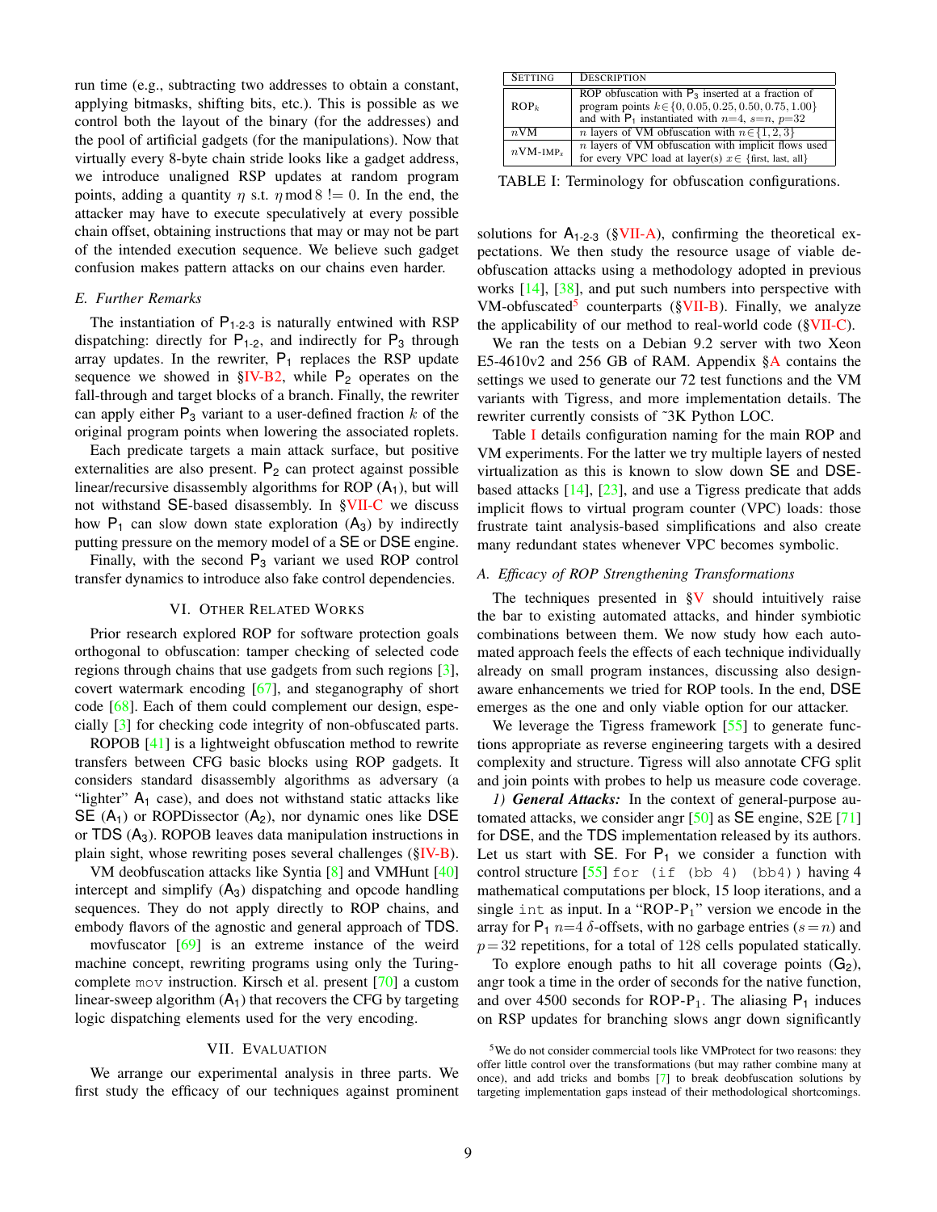run time (e.g., subtracting two addresses to obtain a constant, applying bitmasks, shifting bits, etc.). This is possible as we control both the layout of the binary (for the addresses) and the pool of artificial gadgets (for the manipulations). Now that virtually every 8-byte chain stride looks like a gadget address, we introduce unaligned RSP updates at random program points, adding a quantity $\eta$ s.t. $\eta \bmod 8 \; != 0$. In the end, the attacker may have to execute speculatively at every possible chain offset, obtaining instructions that may or may not be part of the intended execution sequence. We believe such gadget confusion makes pattern attacks on our chains even harder.

### E. Further Remarks

The instantiation of $\mathsf{P}_{1\text{-}2\text{-}3}$ is naturally entwined with RSP dispatching: directly for $\mathsf{P}_{1\text{-}2}$, and indirectly for $\mathsf{P}_3$ through array updates. In the rewriter, $\mathsf{P}_1$ replaces the RSP update sequence we showed in §IV-B2, while $\mathsf{P}_2$ operates on the fall-through and target blocks of a branch. Finally, the rewriter can apply either $\mathsf{P}_3$ variant to a user-defined fraction $k$ of the original program points when lowering the associated roplets.

Each predicate targets a main attack surface, but positive externalities are also present. $\mathsf{P}_2$ can protect against possible linear/recursive disassembly algorithms for ROP ($\mathsf{A}_1$), but will not withstand SE-based disassembly. In §VII-C we discuss how $\mathsf{P}_1$ can slow down state exploration ($\mathsf{A}_3$) by indirectly putting pressure on the memory model of a SE or DSE engine.

Finally, with the second $\mathsf{P}_3$ variant we used ROP control transfer dynamics to introduce also fake control dependencies.

## VI. Other Related Works

Prior research explored ROP for software protection goals orthogonal to obfuscation: tamper checking of selected code regions through chains that use gadgets from such regions [3], covert watermark encoding [67], and steganography of short code [68]. Each of them could complement our design, especially [3] for checking code integrity of non-obfuscated parts.

ROPOB [41] is a lightweight obfuscation method to rewrite transfers between CFG basic blocks using ROP gadgets. It considers standard disassembly algorithms as adversary (a "lighter" $\mathsf{A}_1$ case), and does not withstand static attacks like SE ($\mathsf{A}_1$) or ROPDissector ($\mathsf{A}_2$), nor dynamic ones like DSE or TDS ($\mathsf{A}_3$). ROPOB leaves data manipulation instructions in plain sight, whose rewriting poses several challenges (§IV-B).

VM deobfuscation attacks like Syntia [8] and VMHunt [40] intercept and simplify ($\mathsf{A}_3$) dispatching and opcode handling sequences. They do not apply directly to ROP chains, and embody flavors of the agnostic and general approach of TDS.

movfuscator [69] is an extreme instance of the weird machine concept, rewriting programs using only the Turing-complete `mov` instruction. Kirsch et al. present [70] a custom linear-sweep algorithm ($\mathsf{A}_1$) that recovers the CFG by targeting logic dispatching elements used for the very encoding.

## VII. Evaluation

We arrange our experimental analysis in three parts. We first study the efficacy of our techniques against prominent solutions for $\mathsf{A}_{1\text{-}2\text{-}3}$ (§VII-A), confirming the theoretical expectations. We then study the resource usage of viable de-obfuscation attacks using a methodology adopted in previous works [14], [38], and put such numbers into perspective with VM-obfuscated[5] counterparts (§VII-B). Finally, we analyze the applicability of our method to real-world code (§VII-C).

We ran the tests on a Debian 9.2 server with two Xeon E5-4610v2 and 256 GB of RAM. Appendix §A contains the settings we used to generate our 72 test functions and the VM variants with Tigress, and more implementation details. The rewriter currently consists of ~3K Python LOC.

| Setting | Description |
|---|---|
| ROP$_k$ | ROP obfuscation with $\mathsf{P}_3$ inserted at a fraction of program points $k \in \{0, 0.05, 0.25, 0.50, 0.75, 1.00\}$ and with $\mathsf{P}_1$ instantiated with $n{=}4$, $s{=}n$, $p{=}32$ |
| $n$VM | $n$ layers of VM obfuscation with $n \in \{1, 2, 3\}$ |
| $n$VM-IMP$_x$ | $n$ layers of VM obfuscation with implicit flows used for every VPC load at layer(s) $x \in$ {first, last, all} |

TABLE I: Terminology for obfuscation configurations.

Table I details configuration naming for the main ROP and VM experiments. For the latter we try multiple layers of nested virtualization as this is known to slow down SE and DSE-based attacks [14], [23], and use a Tigress predicate that adds implicit flows to virtual program counter (VPC) loads: those frustrate taint analysis-based simplifications and also create many malformed states whenever VPC becomes symbolic.

### A. Efficacy of ROP Strengthening Transformations

The techniques presented in §V should intuitively raise the bar to existing automated attacks, and hinder symbiotic combinations between them. We now study how each automated approach feels the effects of each technique individually already on small program instances, discussing also design-aware enhancements we tried for ROP tools. In the end, DSE emerges as the one and only viable option for our attacker.

We leverage the Tigress framework [55] to generate functions appropriate as reverse engineering targets with a desired complexity and structure. Tigress will also annotate CFG split and join points with probes to help us measure code coverage.

*1) **General Attacks:*** In the context of general-purpose automated attacks, we consider angr [50] as SE engine, S2E [71] for DSE, and the TDS implementation released by its authors. Let us start with SE. For $\mathsf{P}_1$ we consider a function with control structure [55] `for (if (bb 4) (bb4))` having 4 mathematical computations per block, 15 loop iterations, and a single `int` as input. In a "ROP-$\mathsf{P}_1$" version we encode in the array for $\mathsf{P}_1$ $n{=}4$ $\delta$-offsets, with no garbage entries ($s{=}n$) and $p{=}32$ repetitions, for a total of 128 cells populated statically.

To explore enough paths to hit all coverage points ($\mathsf{G}_2$), angr took a time in the order of seconds for the native function, and over 4500 seconds for ROP-$\mathsf{P}_1$. The aliasing $\mathsf{P}_1$ induces on RSP updates for branching slows angr down significantly

[5] We do not consider commercial tools like VMProtect for two reasons: they offer little control over the transformations (but may rather combine many at once), and add tricks and bombs [7] to break deobfuscation solutions by targeting implementation gaps instead of their methodological shortcomings.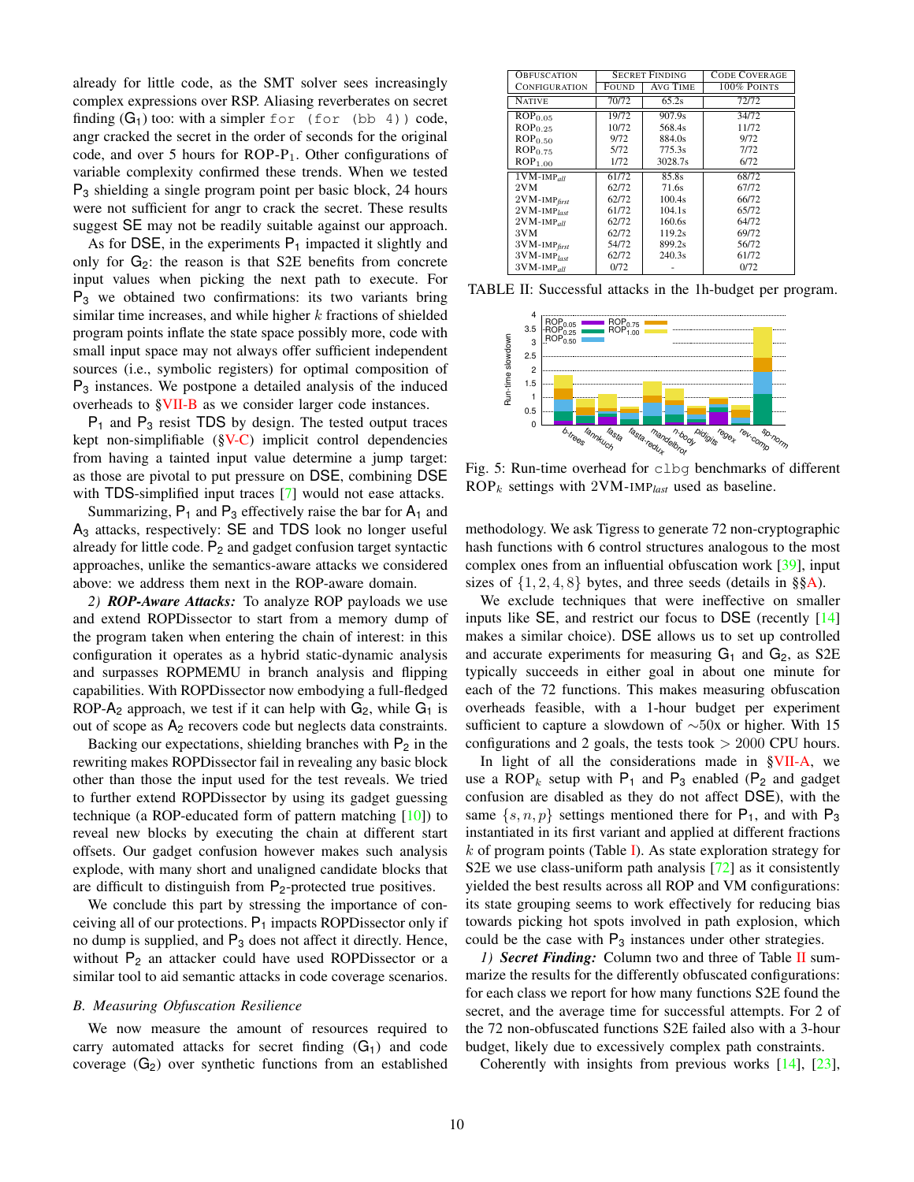already for little code, as the SMT solver sees increasingly complex expressions over RSP. Aliasing reverberates on secret finding ($G_1$) too: with a simpler `for (for (bb 4))` code, angr cracked the secret in the order of seconds for the original code, and over 5 hours for ROP-$P_1$. Other configurations of variable complexity confirmed these trends. When we tested $P_3$ shielding a single program point per basic block, 24 hours were not sufficient for angr to crack the secret. These results suggest SE may not be readily suitable against our approach.

As for DSE, in the experiments $P_1$ impacted it slightly and only for $G_2$: the reason is that S2E benefits from concrete input values when picking the next path to execute. For $P_3$ we obtained two confirmations: its two variants bring similar time increases, and while higher $k$ fractions of shielded program points inflate the state space possibly more, code with small input space may not always offer sufficient independent sources (i.e., symbolic registers) for optimal composition of $P_3$ instances. We postpone a detailed analysis of the induced overheads to §VII-B as we consider larger code instances.

$P_1$ and $P_3$ resist TDS by design. The tested output traces kept non-simplifiable (§V-C) implicit control dependencies from having a tainted input value determine a jump target: as those are pivotal to put pressure on DSE, combining DSE with TDS-simplified input traces [7] would not ease attacks.

Summarizing, $P_1$ and $P_3$ effectively raise the bar for $A_1$ and $A_3$ attacks, respectively: SE and TDS look no longer useful already for little code. $P_2$ and gadget confusion target syntactic approaches, unlike the semantics-aware attacks we considered above: we address them next in the ROP-aware domain.

*2) **ROP-Aware Attacks:*** To analyze ROP payloads we use and extend ROPDissector to start from a memory dump of the program taken when entering the chain of interest: in this configuration it operates as a hybrid static-dynamic analysis and surpasses ROPMEMU in branch analysis and flipping capabilities. With ROPDissector now embodying a full-fledged ROP-$A_2$ approach, we test if it can help with $G_2$, while $G_1$ is out of scope as $A_2$ recovers code but neglects data constraints.

Backing our expectations, shielding branches with $P_2$ in the rewriting makes ROPDissector fail in revealing any basic block other than those the input used for the test reveals. We tried to further extend ROPDissector by using its gadget guessing technique (a ROP-educated form of pattern matching [10]) to reveal new blocks by executing the chain at different start offsets. Our gadget confusion however makes such analysis explode, with many short and unaligned candidate blocks that are difficult to distinguish from $P_2$-protected true positives.

We conclude this part by stressing the importance of conceiving all of our protections. $P_1$ impacts ROPDissector only if no dump is supplied, and $P_3$ does not affect it directly. Hence, without $P_2$ an attacker could have used ROPDissector or a similar tool to aid semantic attacks in code coverage scenarios.

## B. Measuring Obfuscation Resilience

We now measure the amount of resources required to carry automated attacks for secret finding ($G_1$) and code coverage ($G_2$) over synthetic functions from an established methodology. We ask Tigress to generate 72 non-cryptographic hash functions with 6 control structures analogous to the most complex ones from an influential obfuscation work [39], input sizes of $\{1, 2, 4, 8\}$ bytes, and three seeds (details in §§A).

We exclude techniques that were ineffective on smaller inputs like SE, and restrict our focus to DSE (recently [14] makes a similar choice). DSE allows us to set up controlled and accurate experiments for measuring $G_1$ and $G_2$, as S2E typically succeeds in either goal in about one minute for each of the 72 functions. This makes measuring obfuscation overheads feasible, with a 1-hour budget per experiment sufficient to capture a slowdown of $\sim$50x or higher. With 15 configurations and 2 goals, the tests took $> 2000$ CPU hours.

| Obfuscation Configuration | Secret Finding Found | Secret Finding Avg Time | Code Coverage 100% Points |
|---|---|---|---|
| Native | 70/72 | 65.2s | 72/72 |
| $ROP_{0.05}$ | 19/72 | 907.9s | 34/72 |
| $ROP_{0.25}$ | 10/72 | 568.4s | 11/72 |
| $ROP_{0.50}$ | 9/72 | 884.0s | 9/72 |
| $ROP_{0.75}$ | 5/72 | 775.3s | 7/72 |
| $ROP_{1.00}$ | 1/72 | 3028.7s | 6/72 |
| 1VM-IMP$_{all}$ | 61/72 | 85.8s | 68/72 |
| 2VM | 62/72 | 71.6s | 67/72 |
| 2VM-IMP$_{first}$ | 62/72 | 100.4s | 66/72 |
| 2VM-IMP$_{last}$ | 61/72 | 104.1s | 65/72 |
| 2VM-IMP$_{all}$ | 62/72 | 160.6s | 64/72 |
| 3VM | 62/72 | 119.2s | 69/72 |
| 3VM-IMP$_{first}$ | 54/72 | 899.2s | 56/72 |
| 3VM-IMP$_{last}$ | 62/72 | 240.3s | 61/72 |
| 3VM-IMP$_{all}$ | 0/72 | - | 0/72 |

TABLE II: Successful attacks in the 1h-budget per program.

Fig. 5: Run-time overhead for `clbg` benchmarks of different $ROP_k$ settings with 2VM-IMP$_{last}$ used as baseline.

In light of all the considerations made in §VII-A, we use a $ROP_k$ setup with $P_1$ and $P_3$ enabled ($P_2$ and gadget confusion are disabled as they do not affect DSE), with the same $\{s, n, p\}$ settings mentioned there for $P_1$, and with $P_3$ instantiated in its first variant and applied at different fractions $k$ of program points (Table I). As state exploration strategy for S2E we use class-uniform path analysis [72] as it consistently yielded the best results across all ROP and VM configurations: its state grouping seems to work effectively for reducing bias towards picking hot spots involved in path explosion, which could be the case with $P_3$ instances under other strategies.

*1) **Secret Finding:*** Column two and three of Table II summarize the results for the differently obfuscated configurations: for each class we report for how many functions S2E found the secret, and the average time for successful attempts. For 2 of the 72 non-obfuscated functions S2E failed also with a 3-hour budget, likely due to excessively complex path constraints.

Coherently with insights from previous works [14], [23],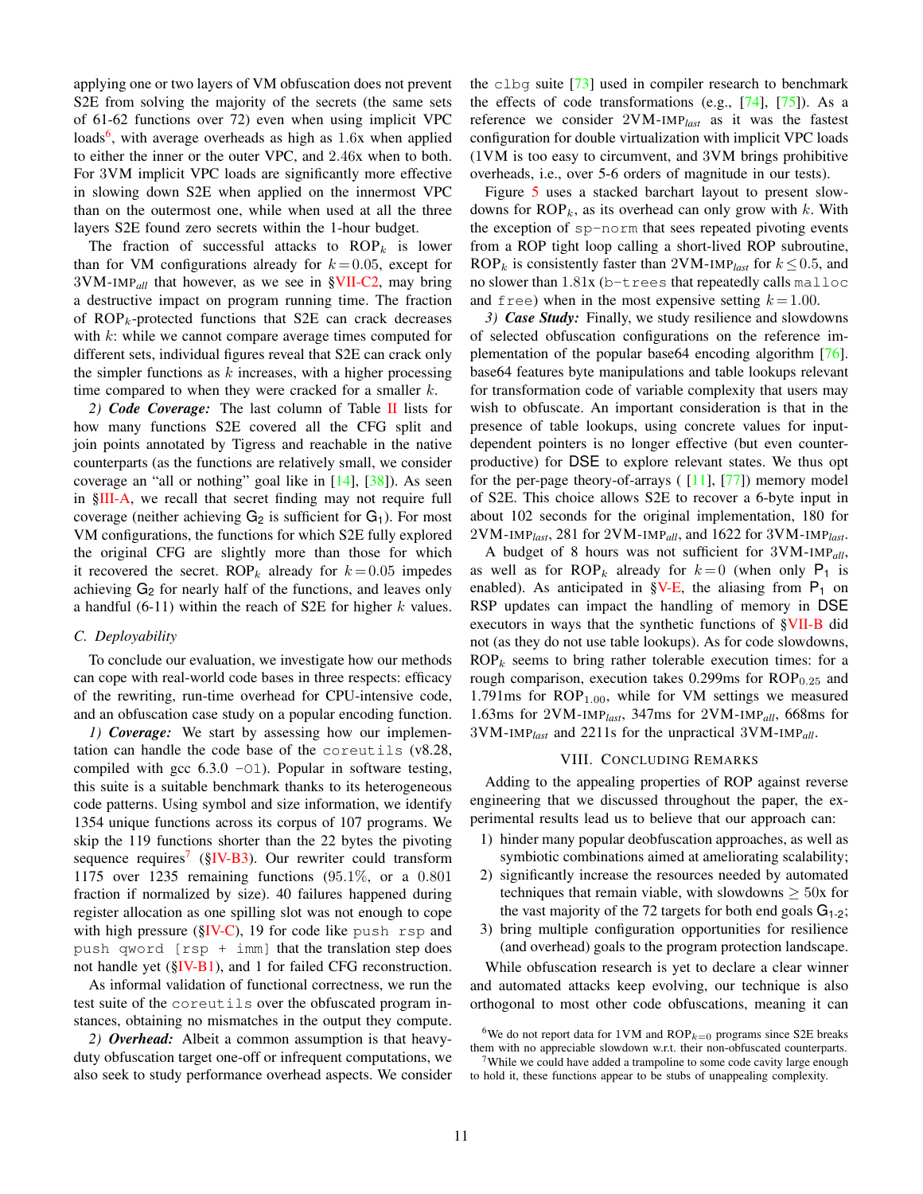applying one or two layers of VM obfuscation does not prevent S2E from solving the majority of the secrets (the same sets of 61-62 functions over 72) even when using implicit VPC loads[6], with average overheads as high as 1.6x when applied to either the inner or the outer VPC, and 2.46x when to both. For 3VM implicit VPC loads are significantly more effective in slowing down S2E when applied on the innermost VPC than on the outermost one, while when used at all the three layers S2E found zero secrets within the 1-hour budget.

The fraction of successful attacks to ROP$_k$ is lower than for VM configurations already for $k = 0.05$, except for 3VM-IMP$_{all}$ that however, as we see in §VII-C2, may bring a destructive impact on program running time. The fraction of ROP$_k$-protected functions that S2E can crack decreases with $k$: while we cannot compare average times computed for different sets, individual figures reveal that S2E can crack only the simpler functions as $k$ increases, with a higher processing time compared to when they were cracked for a smaller $k$.

*2) **Code Coverage:*** The last column of Table II lists for how many functions S2E covered all the CFG split and join points annotated by Tigress and reachable in the native counterparts (as the functions are relatively small, we consider coverage an "all or nothing" goal like in [14], [38]). As seen in §III-A, we recall that secret finding may not require full coverage (neither achieving $G_2$ is sufficient for $G_1$). For most VM configurations, the functions for which S2E fully explored the original CFG are slightly more than those for which it recovered the secret. ROP$_k$ already for $k = 0.05$ impedes achieving $G_2$ for nearly half of the functions, and leaves only a handful (6-11) within the reach of S2E for higher $k$ values.

### C. Deployability

To conclude our evaluation, we investigate how our methods can cope with real-world code bases in three respects: efficacy of the rewriting, run-time overhead for CPU-intensive code, and an obfuscation case study on a popular encoding function.

*1) **Coverage:*** We start by assessing how our implementation can handle the code base of the `coreutils` (v8.28, compiled with gcc 6.3.0 `-O1`). Popular in software testing, this suite is a suitable benchmark thanks to its heterogeneous code patterns. Using symbol and size information, we identify 1354 unique functions across its corpus of 107 programs. We skip the 119 functions shorter than the 22 bytes the pivoting sequence requires[7] (§IV-B3). Our rewriter could transform 1175 over 1235 remaining functions (95.1%, or a 0.801 fraction if normalized by size). 40 failures happened during register allocation as one spilling slot was not enough to cope with high pressure (§IV-C), 19 for code like `push rsp` and `push qword [rsp + imm]` that the translation step does not handle yet (§IV-B1), and 1 for failed CFG reconstruction.

As informal validation of functional correctness, we run the test suite of the `coreutils` over the obfuscated program instances, obtaining no mismatches in the output they compute.

*2) **Overhead:*** Albeit a common assumption is that heavy-duty obfuscation target one-off or infrequent computations, we also seek to study performance overhead aspects. We consider the `clbg` suite [73] used in compiler research to benchmark the effects of code transformations (e.g., [74], [75]). As a reference we consider 2VM-IMP$_{last}$ as it was the fastest configuration for double virtualization with implicit VPC loads (1VM is too easy to circumvent, and 3VM brings prohibitive overheads, i.e., over 5-6 orders of magnitude in our tests).

Figure 5 uses a stacked barchart layout to present slowdowns for ROP$_k$, as its overhead can only grow with $k$. With the exception of `sp-norm` that sees repeated pivoting events from a ROP tight loop calling a short-lived ROP subroutine, ROP$_k$ is consistently faster than 2VM-IMP$_{last}$ for $k \leq 0.5$, and no slower than 1.81x (`b-trees` that repeatedly calls `malloc` and `free`) when in the most expensive setting $k = 1.00$.

*3) **Case Study:*** Finally, we study resilience and slowdowns of selected obfuscation configurations on the reference implementation of the popular base64 encoding algorithm [76]. base64 features byte manipulations and table lookups relevant for transformation code of variable complexity that users may wish to obfuscate. An important consideration is that in the presence of table lookups, using concrete values for input-dependent pointers is no longer effective (but even counter-productive) for DSE to explore relevant states. We thus opt for the per-page theory-of-arrays ( [11], [77]) memory model of S2E. This choice allows S2E to recover a 6-byte input in about 102 seconds for the original implementation, 180 for 2VM-IMP$_{last}$, 281 for 2VM-IMP$_{all}$, and 1622 for 3VM-IMP$_{last}$.

A budget of 8 hours was not sufficient for 3VM-IMP$_{all}$, as well as for ROP$_k$ already for $k = 0$ (when only $P_1$ is enabled). As anticipated in §V-E, the aliasing from $P_1$ on RSP updates can impact the handling of memory in DSE executors in ways that the synthetic functions of §VII-B did not (as they do not use table lookups). As for code slowdowns, ROP$_k$ seems to bring rather tolerable execution times: for a rough comparison, execution takes 0.299ms for ROP$_{0.25}$ and 1.791ms for ROP$_{1.00}$, while for VM settings we measured 1.63ms for 2VM-IMP$_{last}$, 347ms for 2VM-IMP$_{all}$, 668ms for 3VM-IMP$_{last}$ and 2211s for the unpractical 3VM-IMP$_{all}$.

## VIII. Concluding Remarks

Adding to the appealing properties of ROP against reverse engineering that we discussed throughout the paper, the experimental results lead us to believe that our approach can:

1) hinder many popular deobfuscation approaches, as well as symbiotic combinations aimed at ameliorating scalability;
2) significantly increase the resources needed by automated techniques that remain viable, with slowdowns $\geq$ 50x for the vast majority of the 72 targets for both end goals $G_{1\text{-}2}$;
3) bring multiple configuration opportunities for resilience (and overhead) goals to the program protection landscape.

While obfuscation research is yet to declare a clear winner and automated attacks keep evolving, our technique is also orthogonal to most other code obfuscations, meaning it can

[6] We do not report data for 1VM and ROP$_{k=0}$ programs since S2E breaks them with no appreciable slowdown w.r.t. their non-obfuscated counterparts.

[7] While we could have added a trampoline to some code cavity large enough to hold it, these functions appear to be stubs of unappealing complexity.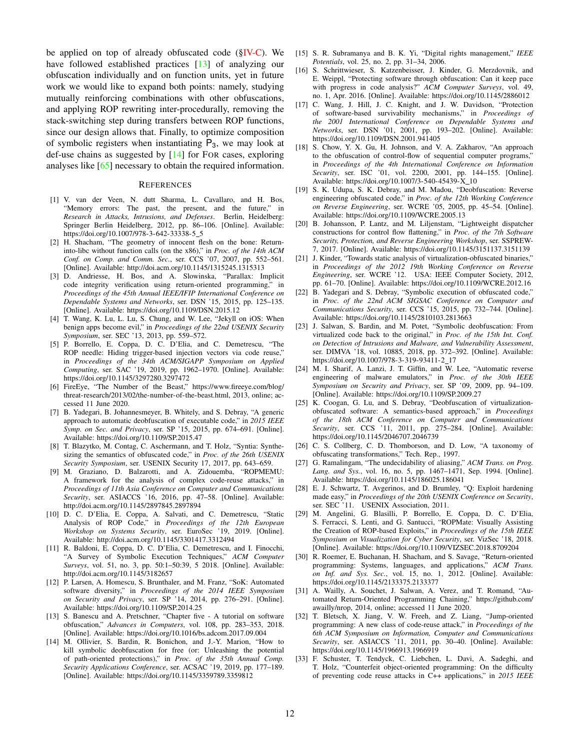be applied on top of already obfuscated code (§IV-C). We have followed established practices [13] of analyzing our obfuscation individually and on function units, yet in future work we would like to expand both points: namely, studying mutually reinforcing combinations with other obfuscations, and applying ROP rewriting inter-procedurally, removing the stack-switching step during transfers between ROP functions, since our design allows that. Finally, to optimize composition of symbolic registers when instantiating $\mathsf{P}_3$, we may look at def-use chains as suggested by [14] for FOR cases, exploring analyses like [65] necessary to obtain the required information.

## References

[1] V. van der Veen, N. dutt Sharma, L. Cavallaro, and H. Bos, "Memory errors: The past, the present, and the future," in *Research in Attacks, Intrusions, and Defenses*. Berlin, Heidelberg: Springer Berlin Heidelberg, 2012, pp. 86–106. [Online]. Available: https://doi.org/10.1007/978-3-642-33338-5_5

[2] H. Shacham, "The geometry of innocent flesh on the bone: Return-into-libc without function calls (on the x86)," in *Proc. of the 14th ACM Conf. on Comp. and Comm. Sec.*, ser. CCS '07, 2007, pp. 552–561. [Online]. Available: http://doi.acm.org/10.1145/1315245.1315313

[3] D. Andriesse, H. Bos, and A. Slowinska, "Parallax: Implicit code integrity verification using return-oriented programming," in *Proceedings of the 45th Annual IEEE/IFIP International Conference on Dependable Systems and Networks*, ser. DSN '15, 2015, pp. 125–135. [Online]. Available: https://doi.org/10.1109/DSN.2015.12

[4] T. Wang, K. Lu, L. Lu, S. Chung, and W. Lee, "Jekyll on iOS: When benign apps become evil," in *Proceedings of the 22nd USENIX Security Symposium*, ser. SEC '13, 2013, pp. 559–572.

[5] P. Borrello, E. Coppa, D. C. D'Elia, and C. Demetrescu, "The ROP needle: Hiding trigger-based injection vectors via code reuse," in *Proceedings of the 34th ACM/SIGAPP Symposium on Applied Computing*, ser. SAC '19, 2019, pp. 1962–1970. [Online]. Available: https://doi.org/10.1145/3297280.3297472

[6] FireEye, "The Number of the Beast," https://www.fireeye.com/blog/threat-research/2013/02/the-number-of-the-beast.html, 2013, online; accessed 11 June 2020.

[7] B. Yadegari, B. Johannesmeyer, B. Whitely, and S. Debray, "A generic approach to automatic deobfuscation of executable code," in *2015 IEEE Symp. on Sec. and Privacy*, ser. SP '15, 2015, pp. 674–691. [Online]. Available: https://doi.org/10.1109/SP.2015.47

[8] T. Blazytko, M. Contag, C. Aschermann, and T. Holz, "Syntia: Synthesizing the semantics of obfuscated code," in *Proc. of the 26th USENIX Security Symposium*, ser. USENIX Security 17, 2017, pp. 643–659.

[9] M. Graziano, D. Balzarotti, and A. Zidouemba, "ROPMEMU: A framework for the analysis of complex code-reuse attacks," in *Proceedings of 11th Asia Conference on Computer and Communications Security*, ser. ASIACCS '16, 2016, pp. 47–58. [Online]. Available: http://doi.acm.org/10.1145/2897845.2897894

[10] D. C. D'Elia, E. Coppa, A. Salvati, and C. Demetrescu, "Static Analysis of ROP Code," in *Proceedings of the 12th European Workshop on Systems Security*, ser. EuroSec '19, 2019. [Online]. Available: http://doi.acm.org/10.1145/3301417.3312494

[11] R. Baldoni, E. Coppa, D. C. D'Elia, C. Demetrescu, and I. Finocchi, "A Survey of Symbolic Execution Techniques," *ACM Computer Surveys*, vol. 51, no. 3, pp. 50:1–50:39, 5 2018. [Online]. Available: http://doi.acm.org/10.1145/3182657

[12] P. Larsen, A. Homescu, S. Brunthaler, and M. Franz, "SoK: Automated software diversity," in *Proceedings of the 2014 IEEE Symposium on Security and Privacy*, ser. SP '14, 2014, pp. 276–291. [Online]. Available: https://doi.org/10.1109/SP.2014.25

[13] S. Banescu and A. Pretschner, "Chapter five - A tutorial on software obfuscation," *Advances in Computers*, vol. 108, pp. 283–353, 2018. [Online]. Available: https://doi.org/10.1016/bs.adcom.2017.09.004

[14] M. Ollivier, S. Bardin, R. Bonichon, and J.-Y. Marion, "How to kill symbolic deobfuscation for free (or: Unleashing the potential of path-oriented protections)," in *Proc. of the 35th Annual Comp. Security Applications Conference*, ser. ACSAC '19, 2019, pp. 177–189. [Online]. Available: https://doi.org/10.1145/3359789.3359812

[15] S. R. Subramanya and B. K. Yi, "Digital rights management," *IEEE Potentials*, vol. 25, no. 2, pp. 31–34, 2006.

[16] S. Schrittwieser, S. Katzenbeisser, J. Kinder, G. Merzdovnik, and E. Weippl, "Protecting software through obfuscation: Can it keep pace with progress in code analysis?" *ACM Computer Surveys*, vol. 49, no. 1, Apr. 2016. [Online]. Available: https://doi.org/10.1145/2886012

[17] C. Wang, J. Hill, J. C. Knight, and J. W. Davidson, "Protection of software-based survivability mechanisms," in *Proceedings of the 2001 International Conference on Dependable Systems and Networks*, ser. DSN '01, 2001, pp. 193–202. [Online]. Available: https://doi.org/10.1109/DSN.2001.941405

[18] S. Chow, Y. X. Gu, H. Johnson, and V. A. Zakharov, "An approach to the obfuscation of control-flow of sequential computer programs," in *Proceedings of the 4th International Conference on Information Security*, ser. ISC '01, vol. 2200, 2001, pp. 144–155. [Online]. Available: https://doi.org/10.1007/3-540-45439-X_10

[19] S. K. Udupa, S. K. Debray, and M. Madou, "Deobfuscation: Reverse engineering obfuscated code," in *Proc. of the 12th Working Conference on Reverse Engineering*, ser. WCRE '05, 2005, pp. 45–54. [Online]. Available: https://doi.org/10.1109/WCRE.2005.13

[20] B. Johansson, P. Lantz, and M. Liljenstam, "Lightweight dispatcher constructions for control flow flattening," in *Proc. of the 7th Software Security, Protection, and Reverse Engineering Workshop*, ser. SSPREW-7, 2017. [Online]. Available: https://doi.org/10.1145/3151137.3151139

[21] J. Kinder, "Towards static analysis of virtualization-obfuscated binaries," in *Proceedings of the 2012 19th Working Conference on Reverse Engineering*, ser. WCRE '12. USA: IEEE Computer Society, 2012, pp. 61–70. [Online]. Available: https://doi.org/10.1109/WCRE.2012.16

[22] B. Yadegari and S. Debray, "Symbolic execution of obfuscated code," in *Proc. of the 22nd ACM SIGSAC Conference on Computer and Communications Security*, ser. CCS '15, 2015, pp. 732–744. [Online]. Available: https://doi.org/10.1145/2810103.2813663

[23] J. Salwan, S. Bardin, and M. Potet, "Symbolic deobfuscation: From virtualized code back to the original," in *Proc. of the 15th Int. Conf. on Detection of Intrusions and Malware, and Vulnerability Assessment*, ser. DIMVA '18, vol. 10885, 2018, pp. 372–392. [Online]. Available: https://doi.org/10.1007/978-3-319-93411-2_17

[24] M. I. Sharif, A. Lanzi, J. T. Giffin, and W. Lee, "Automatic reverse engineering of malware emulators," in *Proc. of the 30th IEEE Symposium on Security and Privacy*, ser. SP '09, 2009, pp. 94–109. [Online]. Available: https://doi.org/10.1109/SP.2009.27

[25] K. Coogan, G. Lu, and S. Debray, "Deobfuscation of virtualization-obfuscated software: A semantics-based approach," in *Proceedings of the 18th ACM Conference on Computer and Communications Security*, ser. CCS '11, 2011, pp. 275–284. [Online]. Available: https://doi.org/10.1145/2046707.2046739

[26] C. S. Collberg, C. D. Thomborson, and D. Low, "A taxonomy of obfuscating transformations," Tech. Rep., 1997.

[27] G. Ramalingam, "The undecidability of aliasing," *ACM Trans. on Prog. Lang. and Sys.*, vol. 16, no. 5, pp. 1467–1471, Sep. 1994. [Online]. Available: https://doi.org/10.1145/186025.186041

[28] E. J. Schwartz, T. Avgerinos, and D. Brumley, "Q: Exploit hardening made easy," in *Proceedings of the 20th USENIX Conference on Security*, ser. SEC '11. USENIX Association, 2011.

[29] M. Angelini, G. Blasilli, P. Borrello, E. Coppa, D. C. D'Elia, S. Ferracci, S. Lenti, and G. Santucci, "ROPMate: Visually Assisting the Creation of ROP-based Exploits," in *Proceedings of the 15th IEEE Symposium on Visualization for Cyber Security*, ser. VizSec '18, 2018. [Online]. Available: https://doi.org/10.1109/VIZSEC.2018.8709204

[30] R. Roemer, E. Buchanan, H. Shacham, and S. Savage, "Return-oriented programming: Systems, languages, and applications," *ACM Trans. on Inf. and Sys. Sec.*, vol. 15, no. 1, 2012. [Online]. Available: https://doi.org/10.1145/2133375.2133377

[31] A. Wailly, A. Souchet, J. Salwan, A. Verez, and T. Romand, "Automated Return-Oriented Programming Chaining," https://github.com/awailly/nrop, 2014, online; accessed 11 June 2020.

[32] T. Bletsch, X. Jiang, V. W. Freeh, and Z. Liang, "Jump-oriented programming: A new class of code-reuse attack," in *Proceedings of the 6th ACM Symposium on Information, Computer and Communications Security*, ser. ASIACCS '11, 2011, pp. 30–40. [Online]. Available: https://doi.org/10.1145/1966913.1966919

[33] F. Schuster, T. Tendyck, C. Liebchen, L. Davi, A. Sadeghi, and T. Holz, "Counterfeit object-oriented programming: On the difficulty of preventing code reuse attacks in C++ applications," in *2015 IEEE*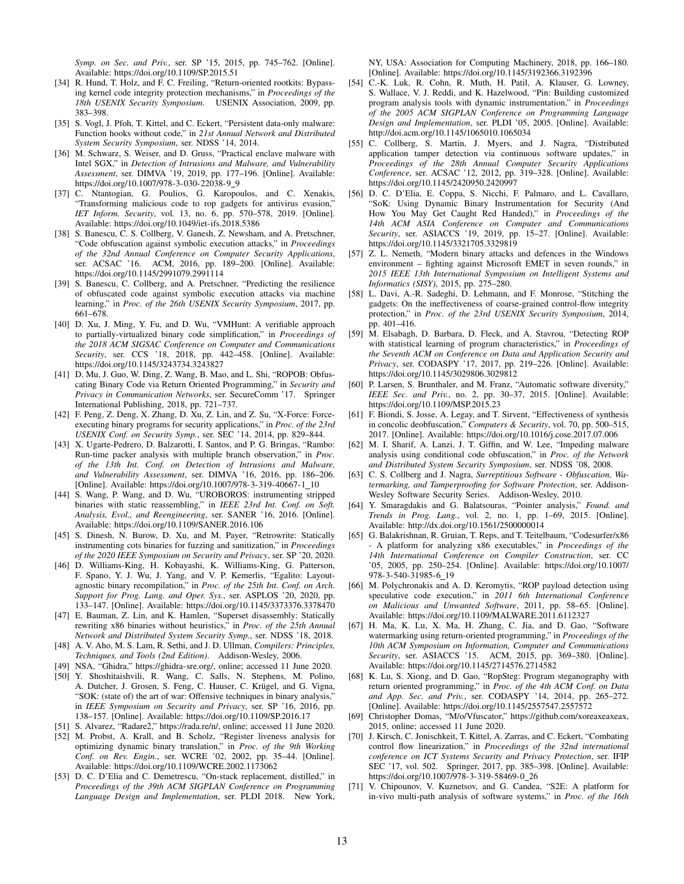*Symp. on Sec. and Priv.*, ser. SP '15, 2015, pp. 745–762. [Online]. Available: https://doi.org/10.1109/SP.2015.51

[34] R. Hund, T. Holz, and F. C. Freiling, "Return-oriented rootkits: Bypassing kernel code integrity protection mechanisms," in *Proceedings of the 18th USENIX Security Symposium*. USENIX Association, 2009, pp. 383–398.

[35] S. Vogl, J. Pfoh, T. Kittel, and C. Eckert, "Persistent data-only malware: Function hooks without code," in *21st Annual Network and Distributed System Security Symposium*, ser. NDSS '14, 2014.

[36] M. Schwarz, S. Weiser, and D. Gruss, "Practical enclave malware with Intel SGX," in *Detection of Intrusions and Malware, and Vulnerability Assessment*, ser. DIMVA '19, 2019, pp. 177–196. [Online]. Available: https://doi.org/10.1007/978-3-030-22038-9_9

[37] C. Ntantogian, G. Poulios, G. Karopoulos, and C. Xenakis, "Transforming malicious code to rop gadgets for antivirus evasion," *IET Inform. Security*, vol. 13, no. 6, pp. 570–578, 2019. [Online]. Available: https://doi.org/10.1049/iet-ifs.2018.5386

[38] S. Banescu, C. S. Collberg, V. Ganesh, Z. Newsham, and A. Pretschner, "Code obfuscation against symbolic execution attacks," in *Proceedings of the 32nd Annual Conference on Computer Security Applications*, ser. ACSAC '16. ACM, 2016, pp. 189–200. [Online]. Available: https://doi.org/10.1145/2991079.2991114

[39] S. Banescu, C. Collberg, and A. Pretschner, "Predicting the resilience of obfuscated code against symbolic execution attacks via machine learning," in *Proc. of the 26th USENIX Security Symposium*, 2017, pp. 661–678.

[40] D. Xu, J. Ming, Y. Fu, and D. Wu, "VMHunt: A verifiable approach to partially-virtualized binary code simplification," in *Proceedings of the 2018 ACM SIGSAC Conference on Computer and Communications Security*, ser. CCS '18, 2018, pp. 442–458. [Online]. Available: https://doi.org/10.1145/3243734.3243827

[41] D. Mu, J. Guo, W. Ding, Z. Wang, B. Mao, and L. Shi, "ROPOB: Obfuscating Binary Code via Return Oriented Programming," in *Security and Privacy in Communication Networks*, ser. SecureComm '17. Springer International Publishing, 2018, pp. 721–737.

[42] F. Peng, Z. Deng, X. Zhang, D. Xu, Z. Lin, and Z. Su, "X-Force: Force-executing binary programs for security applications," in *Proc. of the 23rd USENIX Conf. on Security Symp.*, ser. SEC '14, 2014, pp. 829–844.

[43] X. Ugarte-Pedrero, D. Balzarotti, I. Santos, and P. G. Bringas, "Rambo: Run-time packer analysis with multiple branch observation," in *Proc. of the 13th Int. Conf. on Detection of Intrusions and Malware, and Vulnerability Assessment*, ser. DIMVA '16, 2016, pp. 186–206. [Online]. Available: https://doi.org/10.1007/978-3-319-40667-1_10

[44] S. Wang, P. Wang, and D. Wu, "UROBOROS: instrumenting stripped binaries with static reassembling," in *IEEE 23rd Int. Conf. on Soft. Analysis, Evol., and Reengineering*, ser. SANER '16, 2016. [Online]. Available: https://doi.org/10.1109/SANER.2016.106

[45] S. Dinesh, N. Burow, D. Xu, and M. Payer, "Retrowrite: Statically instrumenting cots binaries for fuzzing and sanitization," in *Proceedings of the 2020 IEEE Symposium on Security and Privacy*, ser. SP '20, 2020.

[46] D. Williams-King, H. Kobayashi, K. Williams-King, G. Patterson, F. Spano, Y. J. Wu, J. Yang, and V. P. Kemerlis, "Egalito: Layout-agnostic binary recompilation," in *Proc. of the 25th Int. Conf. on Arch. Support for Prog. Lang. and Oper. Sys.*, ser. ASPLOS '20, 2020, pp. 133–147. [Online]. Available: https://doi.org/10.1145/3373376.3378470

[47] E. Bauman, Z. Lin, and K. Hamlen, "Superset disassembly: Statically rewriting x86 binaries without heuristics," in *Proc. of the 25th Annual Network and Distributed System Security Symp.*, ser. NDSS '18, 2018.

[48] A. V. Aho, M. S. Lam, R. Sethi, and J. D. Ullman, *Compilers: Principles, Techniques, and Tools (2nd Edition)*. Addison-Wesley, 2006.

[49] NSA, "Ghidra," https://ghidra-sre.org/, online; accessed 11 June 2020.

[50] Y. Shoshitaishvili, R. Wang, C. Salls, N. Stephens, M. Polino, A. Dutcher, J. Grosen, S. Feng, C. Hauser, C. Krügel, and G. Vigna, "SOK: (state of) the art of war: Offensive techniques in binary analysis," in *IEEE Symposium on Security and Privacy*, ser. SP '16, 2016, pp. 138–157. [Online]. Available: https://doi.org/10.1109/SP.2016.17

[51] S. Alvarez, "Radare2," https://rada.re/n/, online; accessed 11 June 2020.

[52] M. Probst, A. Krall, and B. Scholz, "Register liveness analysis for optimizing dynamic binary translation," in *Proc. of the 9th Working Conf. on Rev. Engin.*, ser. WCRE '02, 2002, pp. 35–44. [Online]. Available: https://doi.org/10.1109/WCRE.2002.1173062

[53] D. C. D'Elia and C. Demetrescu, "On-stack replacement, distilled," in *Proceedings of the 39th ACM SIGPLAN Conference on Programming Language Design and Implementation*, ser. PLDI 2018. New York, NY, USA: Association for Computing Machinery, 2018, pp. 166–180. [Online]. Available: https://doi.org/10.1145/3192366.3192396

[54] C.-K. Luk, R. Cohn, R. Muth, H. Patil, A. Klauser, G. Lowney, S. Wallace, V. J. Reddi, and K. Hazelwood, "Pin: Building customized program analysis tools with dynamic instrumentation," in *Proceedings of the 2005 ACM SIGPLAN Conference on Programming Language Design and Implementation*, ser. PLDI '05, 2005. [Online]. Available: http://doi.acm.org/10.1145/1065010.1065034

[55] C. Collberg, S. Martin, J. Myers, and J. Nagra, "Distributed application tamper detection via continuous software updates," in *Proceedings of the 28th Annual Computer Security Applications Conference*, ser. ACSAC '12, 2012, pp. 319–328. [Online]. Available: https://doi.org/10.1145/2420950.2420997

[56] D. C. D'Elia, E. Coppa, S. Nicchi, F. Palmaro, and L. Cavallaro, "SoK: Using Dynamic Binary Instrumentation for Security (And How You May Get Caught Red Handed)," in *Proceedings of the 14th ACM ASIA Conference on Computer and Communications Security*, ser. ASIACCS '19, 2019, pp. 15–27. [Online]. Available: https://doi.org/10.1145/3321705.3329819

[57] Z. L. Nemeth, "Modern binary attacks and defences in the Windows environment – fighting against Microsoft EMET in seven rounds," in *2015 IEEE 13th International Symposium on Intelligent Systems and Informatics (SISY)*, 2015, pp. 275–280.

[58] L. Davi, A.-R. Sadeghi, D. Lehmann, and F. Monrose, "Stitching the gadgets: On the ineffectiveness of coarse-grained control-flow integrity protection," in *Proc. of the 23rd USENIX Security Symposium*, 2014, pp. 401–416.

[59] M. Elsabagh, D. Barbara, D. Fleck, and A. Stavrou, "Detecting ROP with statistical learning of program characteristics," in *Proceedings of the Seventh ACM on Conference on Data and Application Security and Privacy*, ser. CODASPY '17, 2017, pp. 219–226. [Online]. Available: https://doi.org/10.1145/3029806.3029812

[60] P. Larsen, S. Brunthaler, and M. Franz, "Automatic software diversity," *IEEE Sec. and Priv.*, no. 2, pp. 30–37, 2015. [Online]. Available: https://doi.org/10.1109/MSP.2015.23

[61] F. Biondi, S. Josse, A. Legay, and T. Sirvent, "Effectiveness of synthesis in concolic deobfuscation," *Computers & Security*, vol. 70, pp. 500–515, 2017. [Online]. Available: https://doi.org/10.1016/j.cose.2017.07.006

[62] M. I. Sharif, A. Lanzi, J. T. Giffin, and W. Lee, "Impeding malware analysis using conditional code obfuscation," in *Proc. of the Network and Distributed System Security Symposium*, ser. NDSS '08, 2008.

[63] C. S. Collberg and J. Nagra, *Surreptitious Software - Obfuscation, Watermarking, and Tamperproofing for Software Protection*, ser. Addison-Wesley Software Security Series. Addison-Wesley, 2010.

[64] Y. Smaragdakis and G. Balatsouras, "Pointer analysis," *Found. and Trends in Prog. Lang.*, vol. 2, no. 1, pp. 1–69, 2015. [Online]. Available: http://dx.doi.org/10.1561/2500000014

[65] G. Balakrishnan, R. Gruian, T. Reps, and T. Teitelbaum, "Codesurfer/x86 - A platform for analyzing x86 executables," in *Proceedings of the 14th International Conference on Compiler Construction*, ser. CC '05, 2005, pp. 250–254. [Online]. Available: https://doi.org/10.1007/978-3-540-31985-6_19

[66] M. Polychronakis and A. D. Keromytis, "ROP payload detection using speculative code execution," in *2011 6th International Conference on Malicious and Unwanted Software*, 2011, pp. 58–65. [Online]. Available: https://doi.org/10.1109/MALWARE.2011.6112327

[67] H. Ma, K. Lu, X. Ma, H. Zhang, C. Jia, and D. Gao, "Software watermarking using return-oriented programming," in *Proceedings of the 10th ACM Symposium on Information, Computer and Communications Security*, ser. ASIACCS '15. ACM, 2015, pp. 369–380. [Online]. Available: https://doi.org/10.1145/2714576.2714582

[68] K. Lu, S. Xiong, and D. Gao, "RopSteg: Program steganography with return oriented programming," in *Proc. of the 4th ACM Conf. on Data and App. Sec. and Priv.*, ser. CODASPY '14, 2014, pp. 265–272. [Online]. Available: https://doi.org/10.1145/2557547.2557572

[69] Christopher Domas, "M/o/Vfuscator," https://github.com/xoreaxeaxeax, 2015, online; accessed 11 June 2020.

[70] J. Kirsch, C. Jonischkeit, T. Kittel, A. Zarras, and C. Eckert, "Combating control flow linearization," in *Proceedings of the 32nd international conference on ICT Systems Security and Privacy Protection*, ser. IFIP SEC '17, vol. 502. Springer, 2017, pp. 385–398. [Online]. Available: https://doi.org/10.1007/978-3-319-58469-0_26

[71] V. Chipounov, V. Kuznetsov, and G. Candea, "S2E: A platform for in-vivo multi-path analysis of software systems," in *Proc. of the 16th*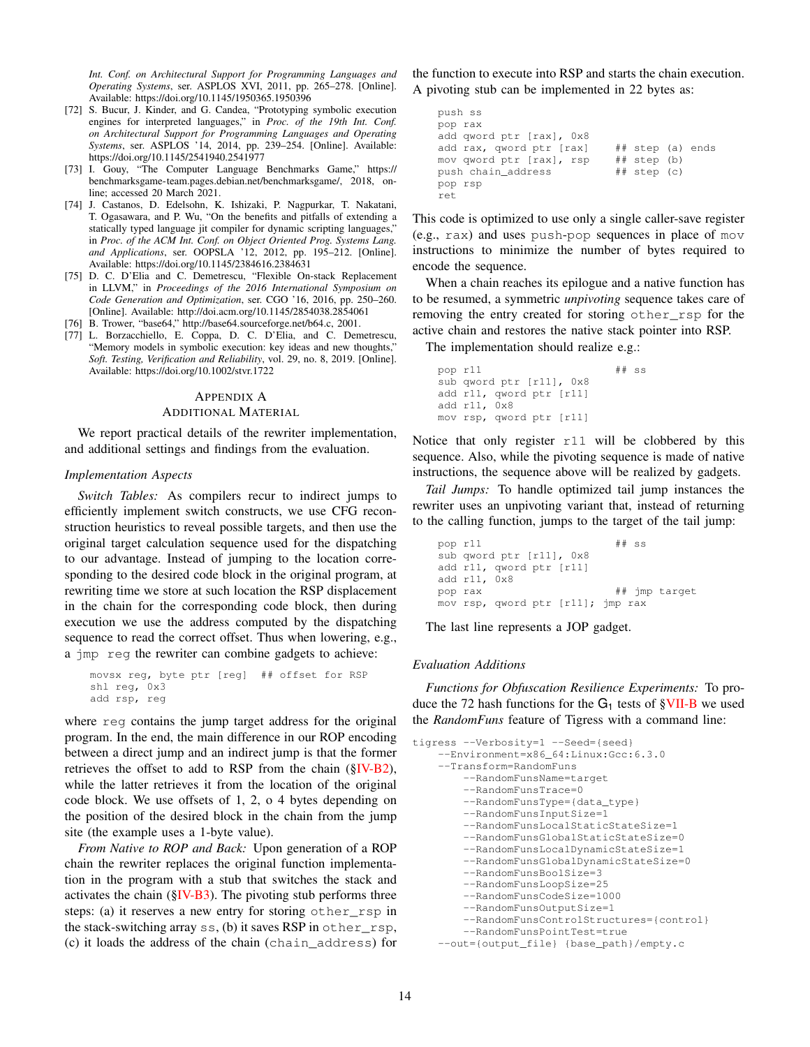Int. Conf. on Architectural Support for Programming Languages and Operating Systems, ser. ASPLOS XVI, 2011, pp. 265–278. [Online]. Available: https://doi.org/10.1145/1950365.1950396

[72] S. Bucur, J. Kinder, and G. Candea, “Prototyping symbolic execution engines for interpreted languages,” in *Proc. of the 19th Int. Conf. on Architectural Support for Programming Languages and Operating Systems*, ser. ASPLOS ’14, 2014, pp. 239–254. [Online]. Available: https://doi.org/10.1145/2541940.2541977

[73] I. Gouy, “The Computer Language Benchmarks Game,” https://benchmarksgame-team.pages.debian.net/benchmarksgame/, 2018, online; accessed 20 March 2021.

[74] J. Castanos, D. Edelsohn, K. Ishizaki, P. Nagpurkar, T. Nakatani, T. Ogasawara, and P. Wu, “On the benefits and pitfalls of extending a statically typed language jit compiler for dynamic scripting languages,” in *Proc. of the ACM Int. Conf. on Object Oriented Prog. Systems Lang. and Applications*, ser. OOPSLA ’12, 2012, pp. 195–212. [Online]. Available: https://doi.org/10.1145/2384616.2384631

[75] D. C. D’Elia and C. Demetrescu, “Flexible On-stack Replacement in LLVM,” in *Proceedings of the 2016 International Symposium on Code Generation and Optimization*, ser. CGO ’16, 2016, pp. 250–260. [Online]. Available: http://doi.acm.org/10.1145/2854038.2854061

[76] B. Trower, “base64,” http://base64.sourceforge.net/b64.c, 2001.

[77] L. Borzacchiello, E. Coppa, D. C. D’Elia, and C. Demetrescu, “Memory models in symbolic execution: key ideas and new thoughts,” *Soft. Testing, Verification and Reliability*, vol. 29, no. 8, 2019. [Online]. Available: https://doi.org/10.1002/stvr.1722

## Appendix A
## Additional Material

We report practical details of the rewriter implementation, and additional settings and findings from the evaluation.

### *Implementation Aspects*

*Switch Tables:* As compilers recur to indirect jumps to efficiently implement switch constructs, we use CFG reconstruction heuristics to reveal possible targets, and then use the original target calculation sequence used for the dispatching to our advantage. Instead of jumping to the location corresponding to the desired code block in the original program, at rewriting time we store at such location the RSP displacement in the chain for the corresponding code block, then during execution we use the address computed by the dispatching sequence to read the correct offset. Thus when lowering, e.g., a `jmp reg` the rewriter can combine gadgets to achieve:

```
movsx reg, byte ptr [reg]  ## offset for RSP
shl reg, 0x3
add rsp, reg
```

where `reg` contains the jump target address for the original program. In the end, the main difference in our ROP encoding between a direct jump and an indirect jump is that the former retrieves the offset to add to RSP from the chain (§IV-B2), while the latter retrieves it from the location of the original code block. We use offsets of 1, 2, o 4 bytes depending on the position of the desired block in the chain from the jump site (the example uses a 1-byte value).

*From Native to ROP and Back:* Upon generation of a ROP chain the rewriter replaces the original function implementation in the program with a stub that switches the stack and activates the chain (§IV-B3). The pivoting stub performs three steps: (a) it reserves a new entry for storing `other_rsp` in the stack-switching array `ss`, (b) it saves RSP in `other_rsp`, (c) it loads the address of the chain (`chain_address`) for the function to execute into RSP and starts the chain execution. A pivoting stub can be implemented in 22 bytes as:

```
push ss
pop rax
add qword ptr [rax], 0x8
add rax, qword ptr [rax]     ## step (a) ends
mov qword ptr [rax], rsp     ## step (b)
push chain_address           ## step (c)
pop rsp
ret
```

This code is optimized to use only a single caller-save register (e.g., `rax`) and uses `push`-`pop` sequences in place of `mov` instructions to minimize the number of bytes required to encode the sequence.

When a chain reaches its epilogue and a native function has to be resumed, a symmetric *unpivoting* sequence takes care of removing the entry created for storing `other_rsp` for the active chain and restores the native stack pointer into RSP.

The implementation should realize e.g.:

```
pop r11                      ## ss
sub qword ptr [r11], 0x8
add r11, qword ptr [r11]
add r11, 0x8
mov rsp, qword ptr [r11]
```

Notice that only register `r11` will be clobbered by this sequence. Also, while the pivoting sequence is made of native instructions, the sequence above will be realized by gadgets.

*Tail Jumps:* To handle optimized tail jump instances the rewriter uses an unpivoting variant that, instead of returning to the calling function, jumps to the target of the tail jump:

```
pop r11                      ## ss
sub qword ptr [r11], 0x8
add r11, qword ptr [r11]
add r11, 0x8
pop rax                      ## jmp target
mov rsp, qword ptr [r11]; jmp rax
```

The last line represents a JOP gadget.

### *Evaluation Additions*

*Functions for Obfuscation Resilience Experiments:* To produce the 72 hash functions for the $G_1$ tests of §VII-B we used the *RandomFuns* feature of Tigress with a command line:

```
tigress --Verbosity=1 --Seed={seed}
    --Environment=x86_64:Linux:Gcc:6.3.0
    --Transform=RandomFuns
        --RandomFunsName=target
        --RandomFunsTrace=0
        --RandomFunsType={data_type}
        --RandomFunsInputSize=1
        --RandomFunsLocalStaticStateSize=1
        --RandomFunsGlobalStaticStateSize=0
        --RandomFunsLocalDynamicStateSize=1
        --RandomFunsGlobalDynamicStateSize=0
        --RandomFunsBoolSize=3
        --RandomFunsLoopSize=25
        --RandomFunsCodeSize=1000
        --RandomFunsOutputSize=1
        --RandomFunsControlStructures={control}
        --RandomFunsPointTest=true
    --out={output_file} {base_path}/empty.c
```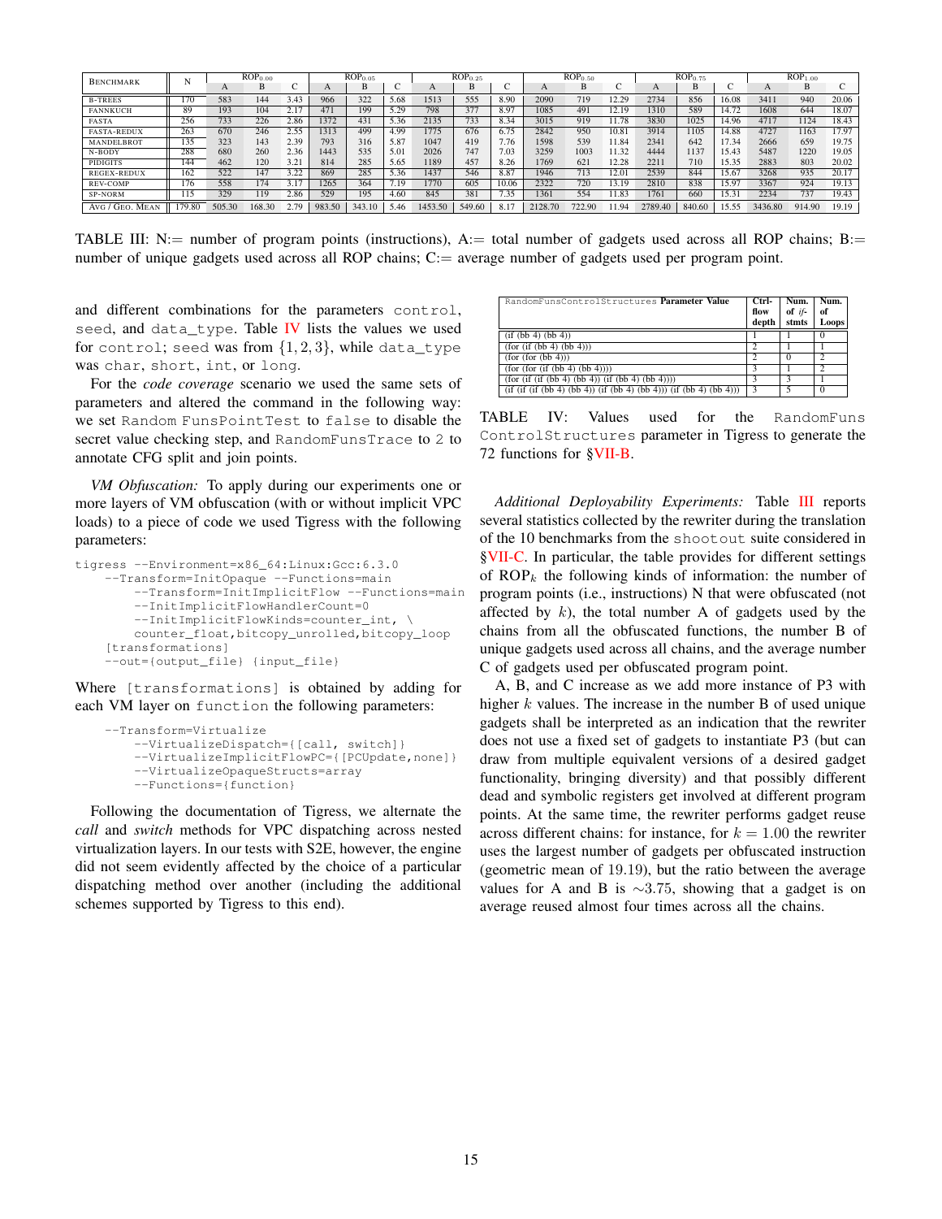| Benchmark | N | $ROP_{0.00}$ | | | $ROP_{0.05}$ | | | $ROP_{0.25}$ | | | $ROP_{0.50}$ | | | $ROP_{0.75}$ | | | $ROP_{1.00}$ | | |
|---|---|---|---|---|---|---|---|---|---|---|---|---|---|---|---|---|---|---|---|
| | | A | B | C | A | B | C | A | B | C | A | B | C | A | B | C | A | B | C |
| B-TREES | 170 | 583 | 144 | 3.43 | 966 | 322 | 5.68 | 1513 | 555 | 8.90 | 2090 | 719 | 12.29 | 2734 | 856 | 16.08 | 3411 | 940 | 20.06 |
| FANNKUCH | 89 | 193 | 104 | 2.17 | 471 | 199 | 5.29 | 798 | 377 | 8.97 | 1085 | 491 | 12.19 | 1310 | 589 | 14.72 | 1608 | 644 | 18.07 |
| FASTA | 256 | 733 | 226 | 2.86 | 1372 | 431 | 5.36 | 2135 | 733 | 8.34 | 3015 | 919 | 11.78 | 3830 | 1025 | 14.96 | 4717 | 1124 | 18.43 |
| FASTA-REDUX | 263 | 670 | 246 | 2.55 | 1313 | 499 | 4.99 | 1775 | 676 | 6.75 | 2842 | 950 | 10.81 | 3914 | 1105 | 14.88 | 4727 | 1163 | 17.97 |
| MANDELBROT | 135 | 323 | 143 | 2.39 | 793 | 316 | 5.87 | 1047 | 419 | 7.76 | 1598 | 539 | 11.84 | 2341 | 642 | 17.34 | 2666 | 659 | 19.75 |
| N-BODY | 288 | 680 | 260 | 2.36 | 1443 | 535 | 5.01 | 2026 | 747 | 7.03 | 3259 | 1003 | 11.32 | 4444 | 1137 | 15.43 | 5487 | 1220 | 19.05 |
| PIDIGITS | 144 | 462 | 120 | 3.21 | 814 | 285 | 5.65 | 1189 | 457 | 8.26 | 1769 | 621 | 12.28 | 2211 | 710 | 15.35 | 2883 | 803 | 20.02 |
| REGEX-REDUX | 162 | 522 | 147 | 3.22 | 869 | 285 | 5.36 | 1437 | 546 | 8.87 | 1946 | 713 | 12.01 | 2539 | 844 | 15.67 | 3268 | 935 | 20.17 |
| REV-COMP | 176 | 558 | 174 | 3.17 | 1265 | 364 | 7.19 | 1770 | 605 | 10.06 | 2322 | 720 | 13.19 | 2810 | 838 | 15.97 | 3367 | 924 | 19.13 |
| SP-NORM | 115 | 329 | 119 | 2.86 | 529 | 195 | 4.60 | 845 | 381 | 7.35 | 1361 | 554 | 11.83 | 1761 | 660 | 15.31 | 2234 | 737 | 19.43 |
| Avg / Geo. Mean | 179.80 | 505.30 | 168.30 | 2.79 | 983.50 | 343.10 | 5.46 | 1453.50 | 549.60 | 8.17 | 2128.70 | 722.90 | 11.94 | 2789.40 | 840.60 | 15.55 | 3436.80 | 914.90 | 19.19 |

TABLE III: N:= number of program points (instructions), A:= total number of gadgets used across all ROP chains; B:= number of unique gadgets used across all ROP chains; C:= average number of gadgets used per program point.

and different combinations for the parameters `control`, `seed`, and `data_type`. Table IV lists the values we used for `control`; `seed` was from $\{1, 2, 3\}$, while `data_type` was `char`, `short`, `int`, or `long`.

For the *code coverage* scenario we used the same sets of parameters and altered the command in the following way: we set `Random FunsPointTest` to `false` to disable the secret value checking step, and `RandomFunsTrace` to `2` to annotate CFG split and join points.

*VM Obfuscation:* To apply during our experiments one or more layers of VM obfuscation (with or without implicit VPC loads) to a piece of code we used Tigress with the following parameters:

```
tigress --Environment=x86_64:Linux:Gcc:6.3.0
    --Transform=InitOpaque --Functions=main
        --Transform=InitImplicitFlow --Functions=main
        --InitImplicitFlowHandlerCount=0
        --InitImplicitFlowKinds=counter_int, \
        counter_float,bitcopy_unrolled,bitcopy_loop
    [transformations]
    --out={output_file} {input_file}
```

Where `[transformations]` is obtained by adding for each VM layer on `function` the following parameters:

```
    --Transform=Virtualize
        --VirtualizeDispatch={[call, switch]}
        --VirtualizeImplicitFlowPC={[PCUpdate,none]}
        --VirtualizeOpaqueStructs=array
        --Functions={function}
```

Following the documentation of Tigress, we alternate the *call* and *switch* methods for VPC dispatching across nested virtualization layers. In our tests with S2E, however, the engine did not seem evidently affected by the choice of a particular dispatching method over another (including the additional schemes supported by Tigress to this end).

| `RandomFunsControlStructures` **Parameter Value** | **Ctrl-flow depth** | **Num. of *if*-stmts** | **Num. of Loops** |
|---|---|---|---|
| (if (bb 4) (bb 4)) | 1 | 1 | 0 |
| (for (if (bb 4) (bb 4))) | 2 | 1 | 1 |
| (for (for (bb 4))) | 2 | 0 | 2 |
| (for (for (if (bb 4) (bb 4)))) | 3 | 1 | 2 |
| (for (if (if (bb 4) (bb 4)) (if (bb 4) (bb 4)))) | 3 | 3 | 1 |
| (if (if (if (bb 4) (bb 4)) (if (bb 4) (bb 4))) (if (bb 4) (bb 4))) | 3 | 5 | 0 |

TABLE IV: Values used for the `RandomFuns ControlStructures` parameter in Tigress to generate the 72 functions for §VII-B.

*Additional Deployability Experiments:* Table III reports several statistics collected by the rewriter during the translation of the 10 benchmarks from the `shootout` suite considered in §VII-C. In particular, the table provides for different settings of $ROP_k$ the following kinds of information: the number of program points (i.e., instructions) N that were obfuscated (not affected by $k$), the total number A of gadgets used by the chains from all the obfuscated functions, the number B of unique gadgets used across all chains, and the average number C of gadgets used per obfuscated program point.

A, B, and C increase as we add more instance of P3 with higher $k$ values. The increase in the number B of used unique gadgets shall be interpreted as an indication that the rewriter does not use a fixed set of gadgets to instantiate P3 (but can draw from multiple equivalent versions of a desired gadget functionality, bringing diversity) and that possibly different dead and symbolic registers get involved at different program points. At the same time, the rewriter performs gadget reuse across different chains: for instance, for $k = 1.00$ the rewriter uses the largest number of gadgets per obfuscated instruction (geometric mean of 19.19), but the ratio between the average values for A and B is $\sim$3.75, showing that a gadget is on average reused almost four times across all the chains.